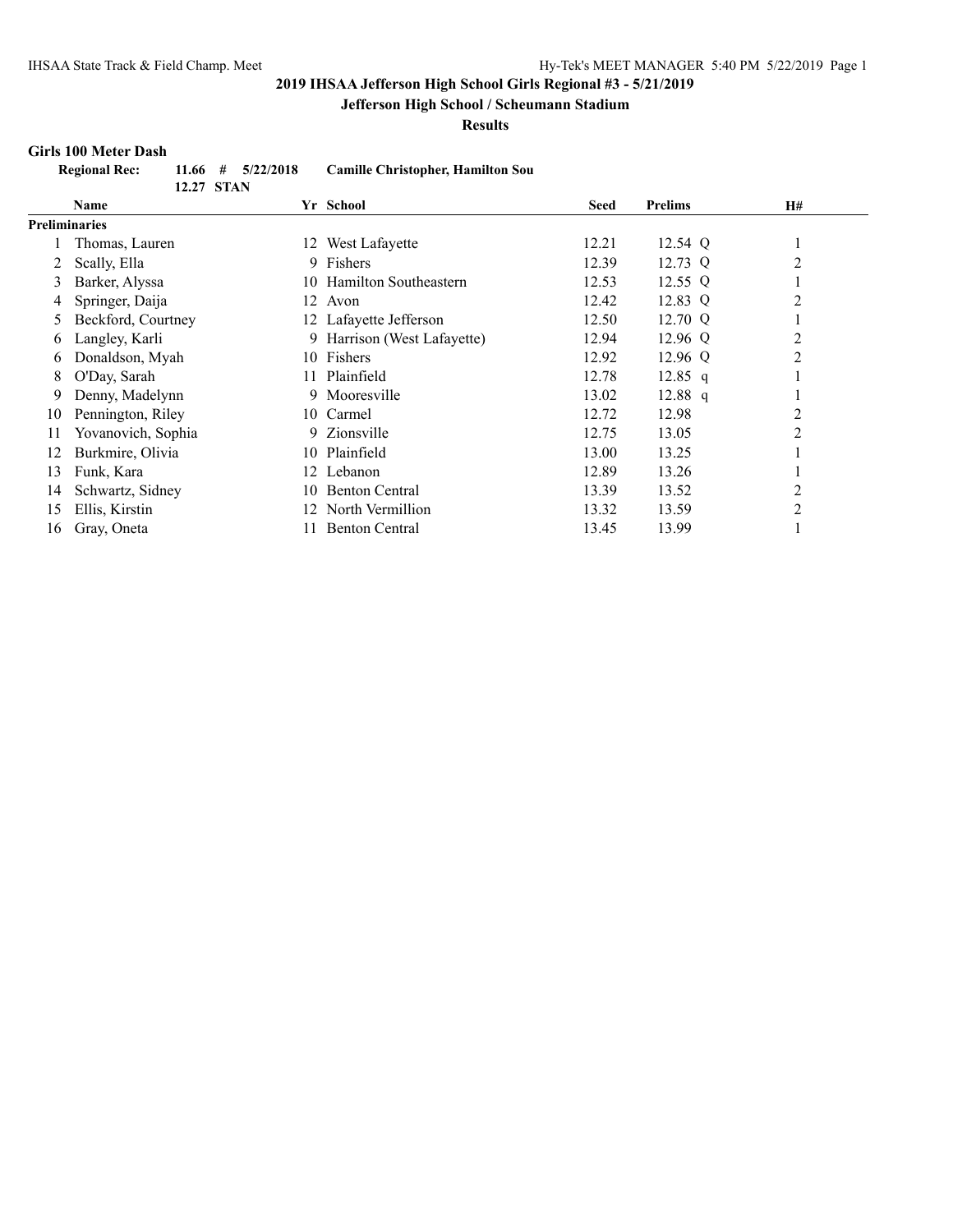**2019 IHSAA Jefferson High School Girls Regional #3 - 5/21/2019**

**Jefferson High School / Scheumann Stadium**

**Results**

**Girls 100 Meter Dash**

**Regional Rec: 11.66 # 5/22/2018 Camille Christopher, Hamilton Sou**

**12.27 STAN**

| | Name | Yr | School | Seed | Prelims | H# |
|---|---|---|---|---|---|---|
| **Preliminaries** | | | | | | |
| 1 | Thomas, Lauren | 12 | West Lafayette | 12.21 | 12.54 Q | 1 |
| 2 | Scally, Ella | 9 | Fishers | 12.39 | 12.73 Q | 2 |
| 3 | Barker, Alyssa | 10 | Hamilton Southeastern | 12.53 | 12.55 Q | 1 |
| 4 | Springer, Daija | 12 | Avon | 12.42 | 12.83 Q | 2 |
| 5 | Beckford, Courtney | 12 | Lafayette Jefferson | 12.50 | 12.70 Q | 1 |
| 6 | Langley, Karli | 9 | Harrison (West Lafayette) | 12.94 | 12.96 Q | 2 |
| 6 | Donaldson, Myah | 10 | Fishers | 12.92 | 12.96 Q | 2 |
| 8 | O'Day, Sarah | 11 | Plainfield | 12.78 | 12.85 q | 1 |
| 9 | Denny, Madelynn | 9 | Mooresville | 13.02 | 12.88 q | 1 |
| 10 | Pennington, Riley | 10 | Carmel | 12.72 | 12.98 | 2 |
| 11 | Yovanovich, Sophia | 9 | Zionsville | 12.75 | 13.05 | 2 |
| 12 | Burkmire, Olivia | 10 | Plainfield | 13.00 | 13.25 | 1 |
| 13 | Funk, Kara | 12 | Lebanon | 12.89 | 13.26 | 1 |
| 14 | Schwartz, Sidney | 10 | Benton Central | 13.39 | 13.52 | 2 |
| 15 | Ellis, Kirstin | 12 | North Vermillion | 13.32 | 13.59 | 2 |
| 16 | Gray, Oneta | 11 | Benton Central | 13.45 | 13.99 | 1 |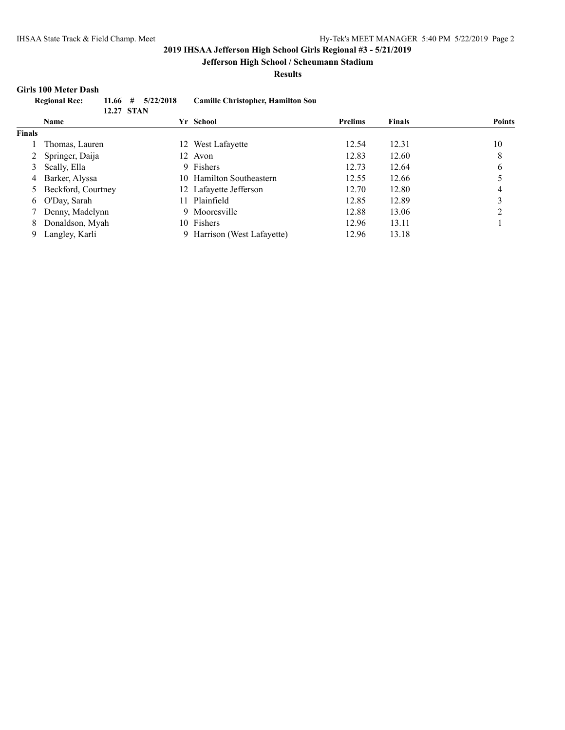**2019 IHSAA Jefferson High School Girls Regional #3 - 5/21/2019**

**Jefferson High School / Scheumann Stadium**

**Results**

### Girls 100 Meter Dash

**Regional Rec:** **11.66 # 5/22/2018 Camille Christopher, Hamilton Sou**

**12.27 STAN**

| | Name | Yr | School | Prelims | Finals | Points |
|---|---|---|---|---|---|---|
| **Finals** | | | | | | |
| 1 | Thomas, Lauren | 12 | West Lafayette | 12.54 | 12.31 | 10 |
| 2 | Springer, Daija | 12 | Avon | 12.83 | 12.60 | 8 |
| 3 | Scally, Ella | 9 | Fishers | 12.73 | 12.64 | 6 |
| 4 | Barker, Alyssa | 10 | Hamilton Southeastern | 12.55 | 12.66 | 5 |
| 5 | Beckford, Courtney | 12 | Lafayette Jefferson | 12.70 | 12.80 | 4 |
| 6 | O'Day, Sarah | 11 | Plainfield | 12.85 | 12.89 | 3 |
| 7 | Denny, Madelynn | 9 | Mooresville | 12.88 | 13.06 | 2 |
| 8 | Donaldson, Myah | 10 | Fishers | 12.96 | 13.11 | 1 |
| 9 | Langley, Karli | 9 | Harrison (West Lafayette) | 12.96 | 13.18 | |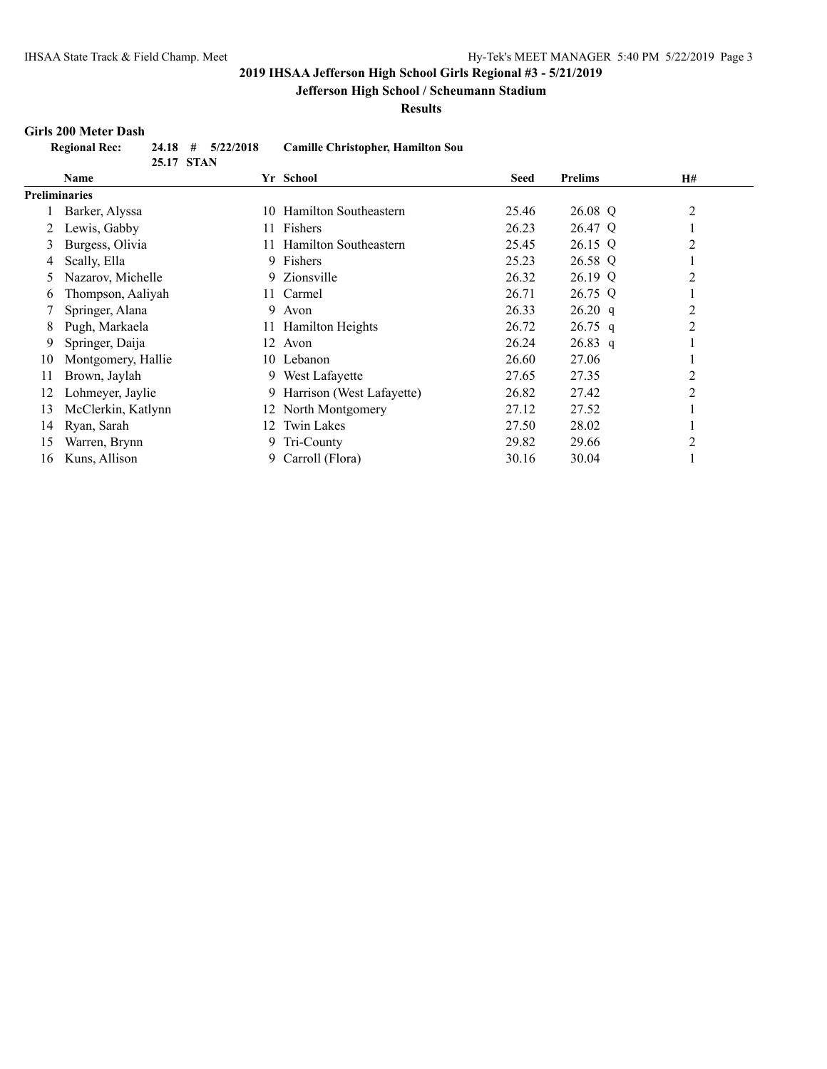**2019 IHSAA Jefferson High School Girls Regional #3 - 5/21/2019**

**Jefferson High School / Scheumann Stadium**

**Results**

### Girls 200 Meter Dash

**Regional Rec:** **24.18 # 5/22/2018 Camille Christopher, Hamilton Sou**
**25.17 STAN**

| | Name | Yr | School | Seed | Prelims | | H# |
|---|---|---|---|---|---|---|---|
| **Preliminaries** | | | | | | | |
| 1 | Barker, Alyssa | 10 | Hamilton Southeastern | 25.46 | 26.08 | Q | 2 |
| 2 | Lewis, Gabby | 11 | Fishers | 26.23 | 26.47 | Q | 1 |
| 3 | Burgess, Olivia | 11 | Hamilton Southeastern | 25.45 | 26.15 | Q | 2 |
| 4 | Scally, Ella | 9 | Fishers | 25.23 | 26.58 | Q | 1 |
| 5 | Nazarov, Michelle | 9 | Zionsville | 26.32 | 26.19 | Q | 2 |
| 6 | Thompson, Aaliyah | 11 | Carmel | 26.71 | 26.75 | Q | 1 |
| 7 | Springer, Alana | 9 | Avon | 26.33 | 26.20 | q | 2 |
| 8 | Pugh, Markaela | 11 | Hamilton Heights | 26.72 | 26.75 | q | 2 |
| 9 | Springer, Daija | 12 | Avon | 26.24 | 26.83 | q | 1 |
| 10 | Montgomery, Hallie | 10 | Lebanon | 26.60 | 27.06 | | 1 |
| 11 | Brown, Jaylah | 9 | West Lafayette | 27.65 | 27.35 | | 2 |
| 12 | Lohmeyer, Jaylie | 9 | Harrison (West Lafayette) | 26.82 | 27.42 | | 2 |
| 13 | McClerkin, Katlynn | 12 | North Montgomery | 27.12 | 27.52 | | 1 |
| 14 | Ryan, Sarah | 12 | Twin Lakes | 27.50 | 28.02 | | 1 |
| 15 | Warren, Brynn | 9 | Tri-County | 29.82 | 29.66 | | 2 |
| 16 | Kuns, Allison | 9 | Carroll (Flora) | 30.16 | 30.04 | | 1 |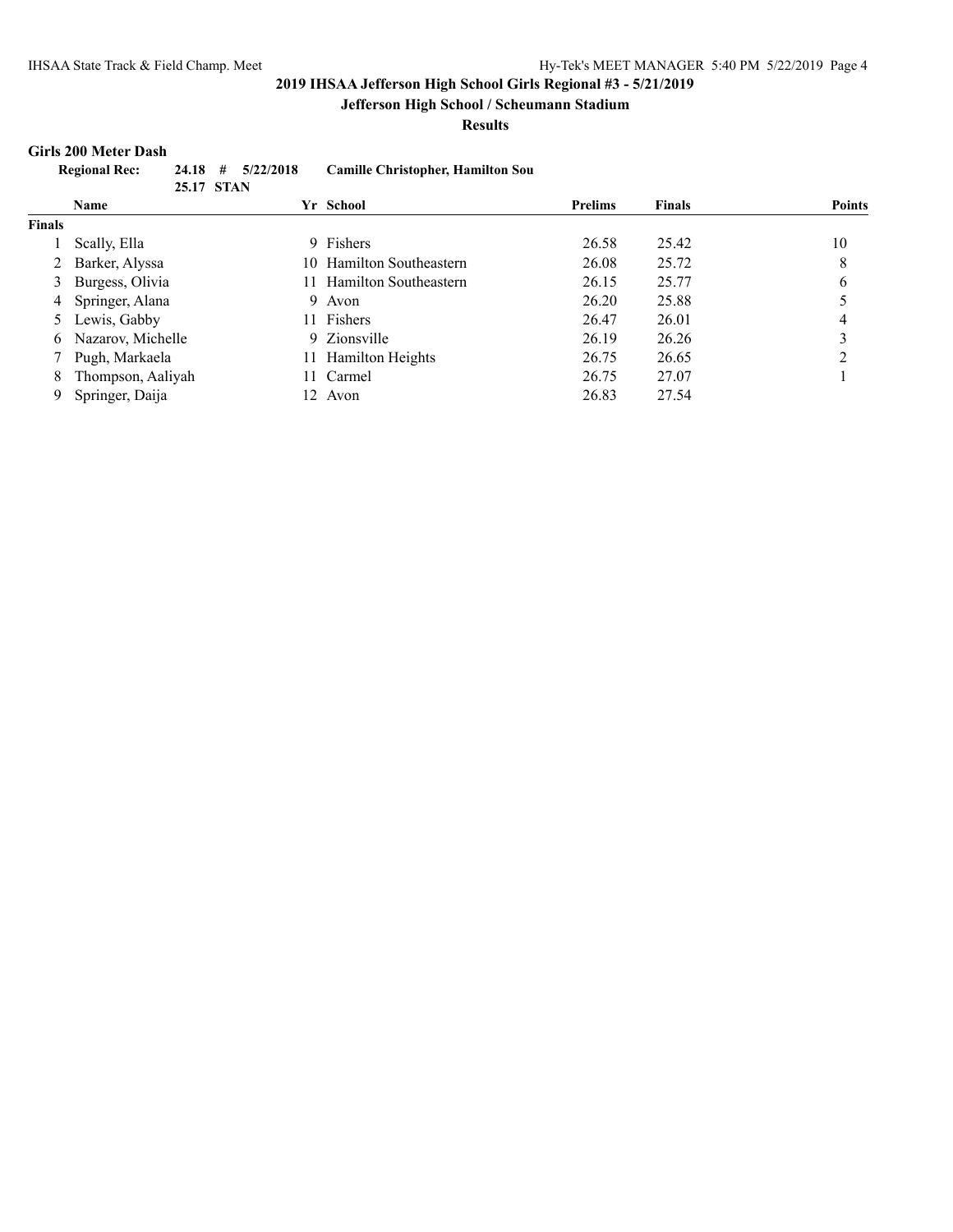**2019 IHSAA Jefferson High School Girls Regional #3 - 5/21/2019**

**Jefferson High School / Scheumann Stadium**

**Results**

### Girls 200 Meter Dash

**Regional Rec:** 24.18 # 5/22/2018 Camille Christopher, Hamilton Sou
25.17 STAN

| | Name | Yr | School | Prelims | Finals | Points |
|---|---|---|---|---|---|---|
| **Finals** | | | | | | |
| 1 | Scally, Ella | 9 | Fishers | 26.58 | 25.42 | 10 |
| 2 | Barker, Alyssa | 10 | Hamilton Southeastern | 26.08 | 25.72 | 8 |
| 3 | Burgess, Olivia | 11 | Hamilton Southeastern | 26.15 | 25.77 | 6 |
| 4 | Springer, Alana | 9 | Avon | 26.20 | 25.88 | 5 |
| 5 | Lewis, Gabby | 11 | Fishers | 26.47 | 26.01 | 4 |
| 6 | Nazarov, Michelle | 9 | Zionsville | 26.19 | 26.26 | 3 |
| 7 | Pugh, Markaela | 11 | Hamilton Heights | 26.75 | 26.65 | 2 |
| 8 | Thompson, Aaliyah | 11 | Carmel | 26.75 | 27.07 | 1 |
| 9 | Springer, Daija | 12 | Avon | 26.83 | 27.54 | |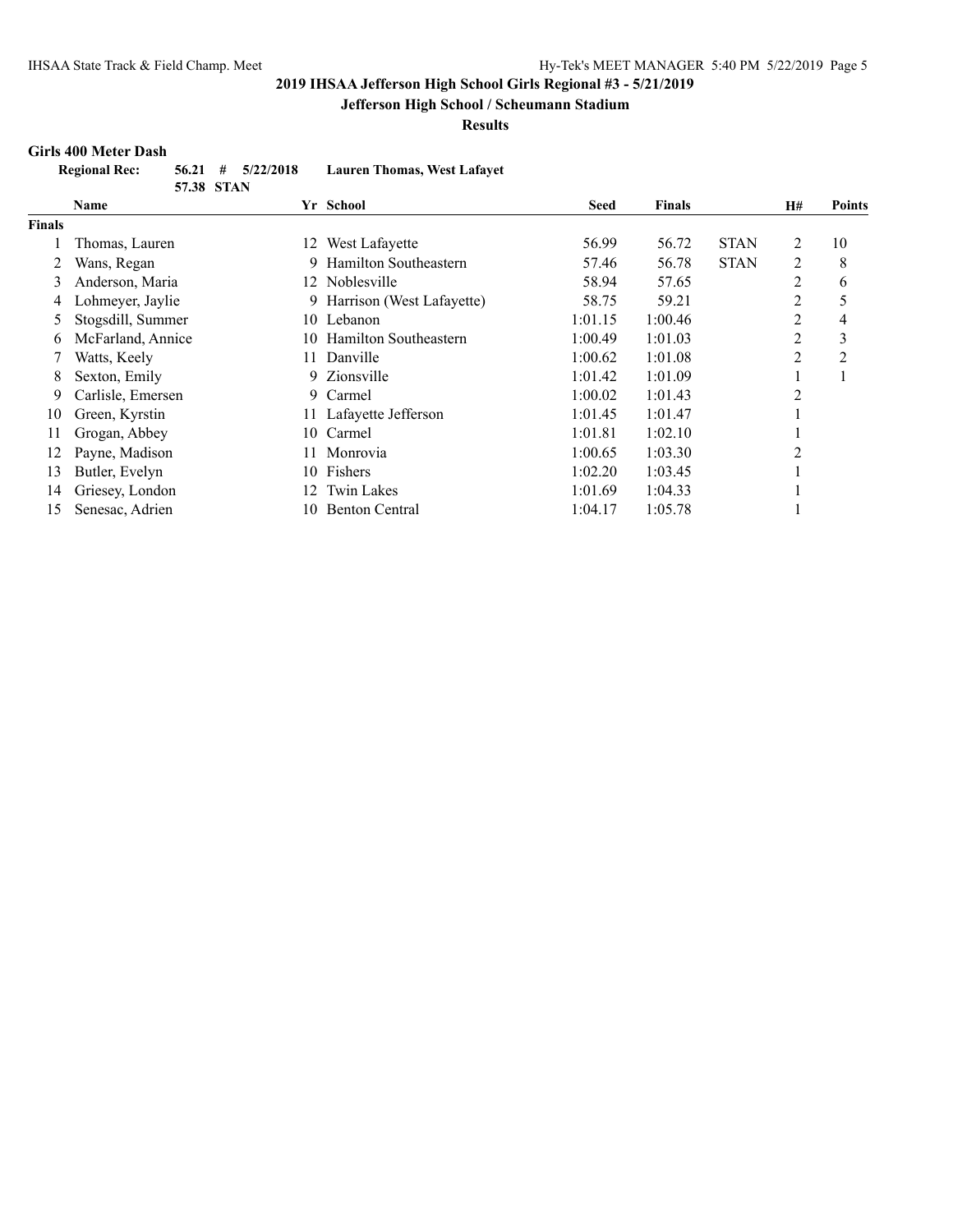**2019 IHSAA Jefferson High School Girls Regional #3 - 5/21/2019**

**Jefferson High School / Scheumann Stadium**

**Results**

### Girls 400 Meter Dash

**Regional Rec:** **56.21 # 5/22/2018 Lauren Thomas, West Lafayet**
**57.38 STAN**

| | Name | Yr | School | Seed | Finals | | H# | Points |
|---|---|---|---|---|---|---|---|---|
| **Finals** | | | | | | | | |
| 1 | Thomas, Lauren | 12 | West Lafayette | 56.99 | 56.72 | STAN | 2 | 10 |
| 2 | Wans, Regan | 9 | Hamilton Southeastern | 57.46 | 56.78 | STAN | 2 | 8 |
| 3 | Anderson, Maria | 12 | Noblesville | 58.94 | 57.65 | | 2 | 6 |
| 4 | Lohmeyer, Jaylie | 9 | Harrison (West Lafayette) | 58.75 | 59.21 | | 2 | 5 |
| 5 | Stogsdill, Summer | 10 | Lebanon | 1:01.15 | 1:00.46 | | 2 | 4 |
| 6 | McFarland, Annice | 10 | Hamilton Southeastern | 1:00.49 | 1:01.03 | | 2 | 3 |
| 7 | Watts, Keely | 11 | Danville | 1:00.62 | 1:01.08 | | 2 | 2 |
| 8 | Sexton, Emily | 9 | Zionsville | 1:01.42 | 1:01.09 | | 1 | 1 |
| 9 | Carlisle, Emersen | 9 | Carmel | 1:00.02 | 1:01.43 | | 2 | |
| 10 | Green, Kyrstin | 11 | Lafayette Jefferson | 1:01.45 | 1:01.47 | | 1 | |
| 11 | Grogan, Abbey | 10 | Carmel | 1:01.81 | 1:02.10 | | 1 | |
| 12 | Payne, Madison | 11 | Monrovia | 1:00.65 | 1:03.30 | | 2 | |
| 13 | Butler, Evelyn | 10 | Fishers | 1:02.20 | 1:03.45 | | 1 | |
| 14 | Griesey, London | 12 | Twin Lakes | 1:01.69 | 1:04.33 | | 1 | |
| 15 | Senesac, Adrien | 10 | Benton Central | 1:04.17 | 1:05.78 | | 1 | |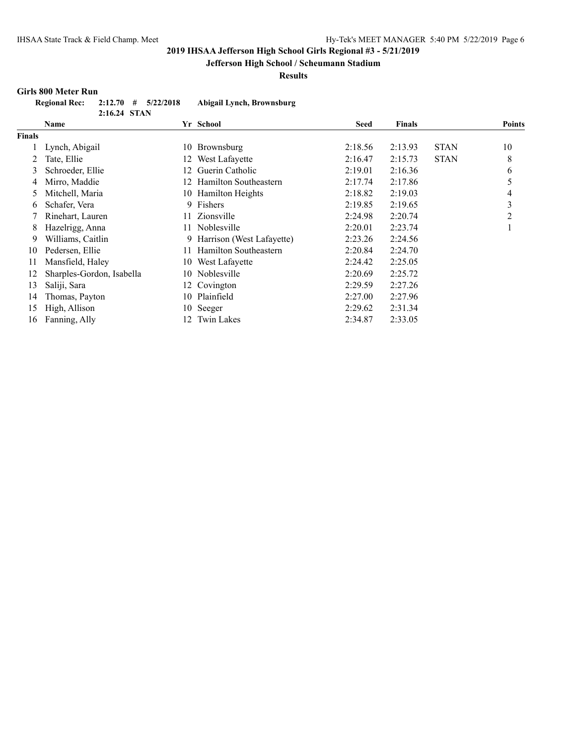**2019 IHSAA Jefferson High School Girls Regional #3 - 5/21/2019**

**Jefferson High School / Scheumann Stadium**

**Results**

### Girls 800 Meter Run

**Regional Rec: 2:12.70 # 5/22/2018 Abigail Lynch, Brownsburg**

**2:16.24 STAN**

| | Name | Yr | School | Seed | Finals | | Points |
|---|---|---|---|---|---|---|---|
| **Finals** | | | | | | | |
| 1 | Lynch, Abigail | 10 | Brownsburg | 2:18.56 | 2:13.93 | STAN | 10 |
| 2 | Tate, Ellie | 12 | West Lafayette | 2:16.47 | 2:15.73 | STAN | 8 |
| 3 | Schroeder, Ellie | 12 | Guerin Catholic | 2:19.01 | 2:16.36 | | 6 |
| 4 | Mirro, Maddie | 12 | Hamilton Southeastern | 2:17.74 | 2:17.86 | | 5 |
| 5 | Mitchell, Maria | 10 | Hamilton Heights | 2:18.82 | 2:19.03 | | 4 |
| 6 | Schafer, Vera | 9 | Fishers | 2:19.85 | 2:19.65 | | 3 |
| 7 | Rinehart, Lauren | 11 | Zionsville | 2:24.98 | 2:20.74 | | 2 |
| 8 | Hazelrigg, Anna | 11 | Noblesville | 2:20.01 | 2:23.74 | | 1 |
| 9 | Williams, Caitlin | 9 | Harrison (West Lafayette) | 2:23.26 | 2:24.56 | | |
| 10 | Pedersen, Ellie | 11 | Hamilton Southeastern | 2:20.84 | 2:24.70 | | |
| 11 | Mansfield, Haley | 10 | West Lafayette | 2:24.42 | 2:25.05 | | |
| 12 | Sharples-Gordon, Isabella | 10 | Noblesville | 2:20.69 | 2:25.72 | | |
| 13 | Saliji, Sara | 12 | Covington | 2:29.59 | 2:27.26 | | |
| 14 | Thomas, Payton | 10 | Plainfield | 2:27.00 | 2:27.96 | | |
| 15 | High, Allison | 10 | Seeger | 2:29.62 | 2:31.34 | | |
| 16 | Fanning, Ally | 12 | Twin Lakes | 2:34.87 | 2:33.05 | | |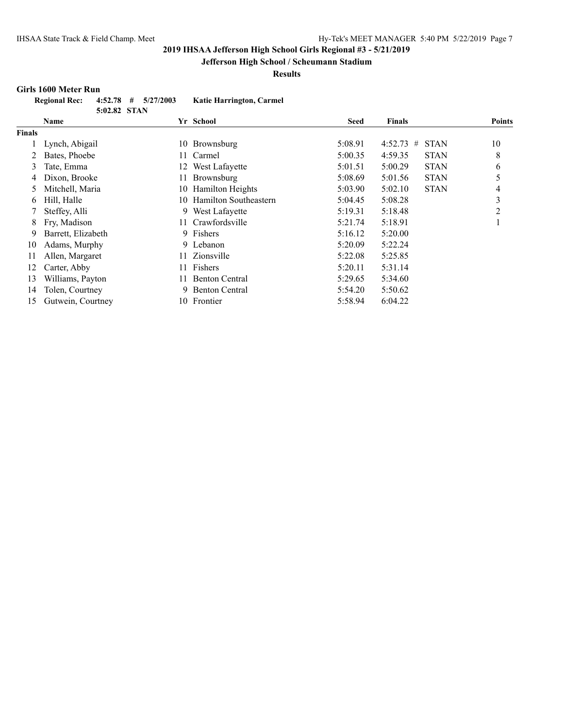**2019 IHSAA Jefferson High School Girls Regional #3 - 5/21/2019**

**Jefferson High School / Scheumann Stadium**

**Results**

### Girls 1600 Meter Run

**Regional Rec: 4:52.78 # 5/27/2003 Katie Harrington, Carmel**

**5:02.82 STAN**

| | Name | Yr | School | Seed | Finals | | Points |
|---|---|---|---|---|---|---|---|
| **Finals** | | | | | | | |
| 1 | Lynch, Abigail | 10 | Brownsburg | 5:08.91 | 4:52.73 # | STAN | 10 |
| 2 | Bates, Phoebe | 11 | Carmel | 5:00.35 | 4:59.35 | STAN | 8 |
| 3 | Tate, Emma | 12 | West Lafayette | 5:01.51 | 5:00.29 | STAN | 6 |
| 4 | Dixon, Brooke | 11 | Brownsburg | 5:08.69 | 5:01.56 | STAN | 5 |
| 5 | Mitchell, Maria | 10 | Hamilton Heights | 5:03.90 | 5:02.10 | STAN | 4 |
| 6 | Hill, Halle | 10 | Hamilton Southeastern | 5:04.45 | 5:08.28 | | 3 |
| 7 | Steffey, Alli | 9 | West Lafayette | 5:19.31 | 5:18.48 | | 2 |
| 8 | Fry, Madison | 11 | Crawfordsville | 5:21.74 | 5:18.91 | | 1 |
| 9 | Barrett, Elizabeth | 9 | Fishers | 5:16.12 | 5:20.00 | | |
| 10 | Adams, Murphy | 9 | Lebanon | 5:20.09 | 5:22.24 | | |
| 11 | Allen, Margaret | 11 | Zionsville | 5:22.08 | 5:25.85 | | |
| 12 | Carter, Abby | 11 | Fishers | 5:20.11 | 5:31.14 | | |
| 13 | Williams, Payton | 11 | Benton Central | 5:29.65 | 5:34.60 | | |
| 14 | Tolen, Courtney | 9 | Benton Central | 5:54.20 | 5:50.62 | | |
| 15 | Gutwein, Courtney | 10 | Frontier | 5:58.94 | 6:04.22 | | |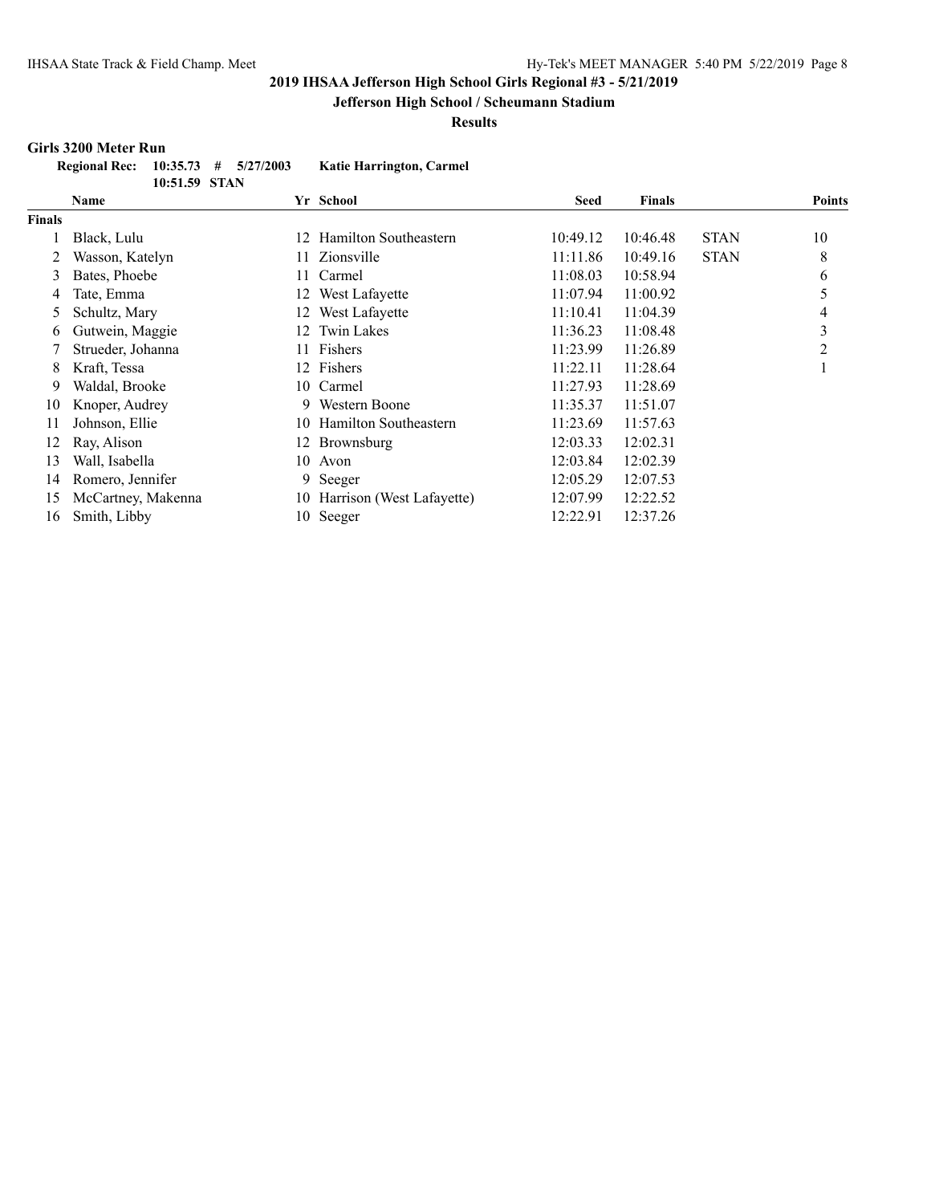## 2019 IHSAA Jefferson High School Girls Regional #3 - 5/21/2019

### Jefferson High School / Scheumann Stadium

### Results

**Girls 3200 Meter Run**

**Regional Rec: 10:35.73 # 5/27/2003 Katie Harrington, Carmel**
**10:51.59 STAN**

| | Name | Yr | School | Seed | Finals | | Points |
|---|---|---|---|---|---|---|---|
| **Finals** | | | | | | | |
| 1 | Black, Lulu | 12 | Hamilton Southeastern | 10:49.12 | 10:46.48 | STAN | 10 |
| 2 | Wasson, Katelyn | 11 | Zionsville | 11:11.86 | 10:49.16 | STAN | 8 |
| 3 | Bates, Phoebe | 11 | Carmel | 11:08.03 | 10:58.94 | | 6 |
| 4 | Tate, Emma | 12 | West Lafayette | 11:07.94 | 11:00.92 | | 5 |
| 5 | Schultz, Mary | 12 | West Lafayette | 11:10.41 | 11:04.39 | | 4 |
| 6 | Gutwein, Maggie | 12 | Twin Lakes | 11:36.23 | 11:08.48 | | 3 |
| 7 | Strueder, Johanna | 11 | Fishers | 11:23.99 | 11:26.89 | | 2 |
| 8 | Kraft, Tessa | 12 | Fishers | 11:22.11 | 11:28.64 | | 1 |
| 9 | Waldal, Brooke | 10 | Carmel | 11:27.93 | 11:28.69 | | |
| 10 | Knoper, Audrey | 9 | Western Boone | 11:35.37 | 11:51.07 | | |
| 11 | Johnson, Ellie | 10 | Hamilton Southeastern | 11:23.69 | 11:57.63 | | |
| 12 | Ray, Alison | 12 | Brownsburg | 12:03.33 | 12:02.31 | | |
| 13 | Wall, Isabella | 10 | Avon | 12:03.84 | 12:02.39 | | |
| 14 | Romero, Jennifer | 9 | Seeger | 12:05.29 | 12:07.53 | | |
| 15 | McCartney, Makenna | 10 | Harrison (West Lafayette) | 12:07.99 | 12:22.52 | | |
| 16 | Smith, Libby | 10 | Seeger | 12:22.91 | 12:37.26 | | |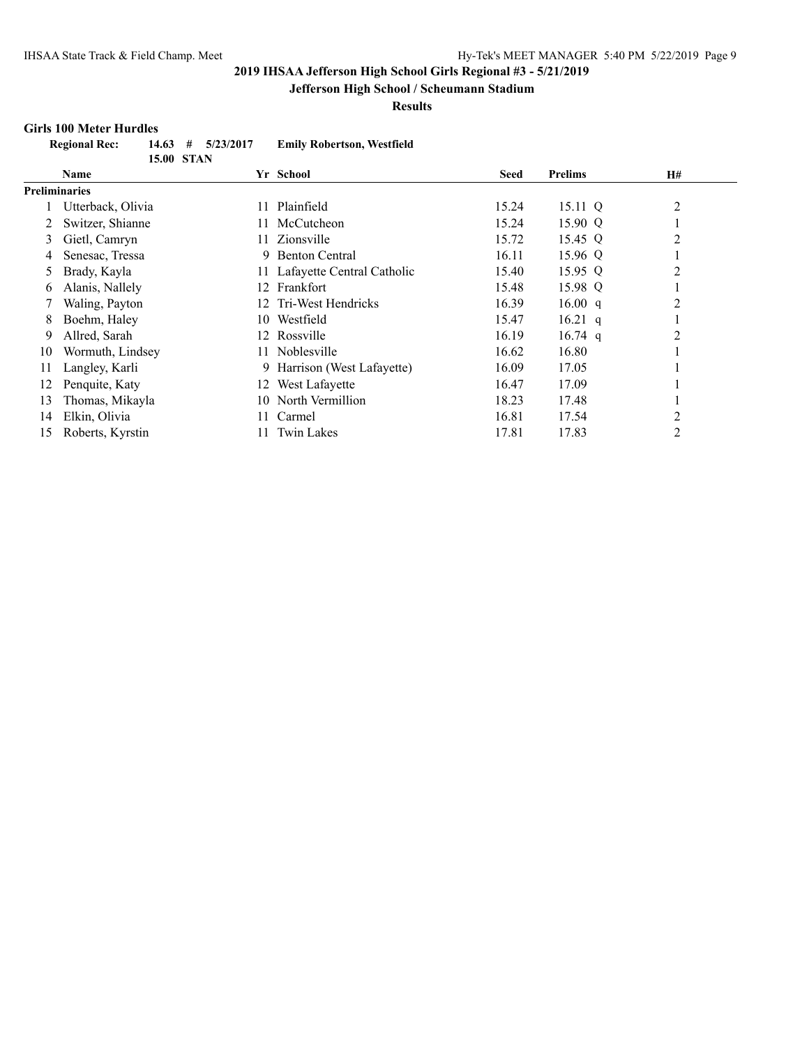**2019 IHSAA Jefferson High School Girls Regional #3 - 5/21/2019**

**Jefferson High School / Scheumann Stadium**

**Results**

### Girls 100 Meter Hurdles

**Regional Rec:** 14.63 # 5/23/2017 **Emily Robertson, Westfield**

15.00 STAN

**Preliminaries**

| | Name | Yr | School | Seed | Prelims | H# |
|---|---|---|---|---|---|---|
| 1 | Utterback, Olivia | 11 | Plainfield | 15.24 | 15.11 Q | 2 |
| 2 | Switzer, Shianne | 11 | McCutcheon | 15.24 | 15.90 Q | 1 |
| 3 | Gietl, Camryn | 11 | Zionsville | 15.72 | 15.45 Q | 2 |
| 4 | Senesac, Tressa | 9 | Benton Central | 16.11 | 15.96 Q | 1 |
| 5 | Brady, Kayla | 11 | Lafayette Central Catholic | 15.40 | 15.95 Q | 2 |
| 6 | Alanis, Nallely | 12 | Frankfort | 15.48 | 15.98 Q | 1 |
| 7 | Waling, Payton | 12 | Tri-West Hendricks | 16.39 | 16.00 q | 2 |
| 8 | Boehm, Haley | 10 | Westfield | 15.47 | 16.21 q | 1 |
| 9 | Allred, Sarah | 12 | Rossville | 16.19 | 16.74 q | 2 |
| 10 | Wormuth, Lindsey | 11 | Noblesville | 16.62 | 16.80 | 1 |
| 11 | Langley, Karli | 9 | Harrison (West Lafayette) | 16.09 | 17.05 | 1 |
| 12 | Penquite, Katy | 12 | West Lafayette | 16.47 | 17.09 | 1 |
| 13 | Thomas, Mikayla | 10 | North Vermillion | 18.23 | 17.48 | 1 |
| 14 | Elkin, Olivia | 11 | Carmel | 16.81 | 17.54 | 2 |
| 15 | Roberts, Kyrstin | 11 | Twin Lakes | 17.81 | 17.83 | 2 |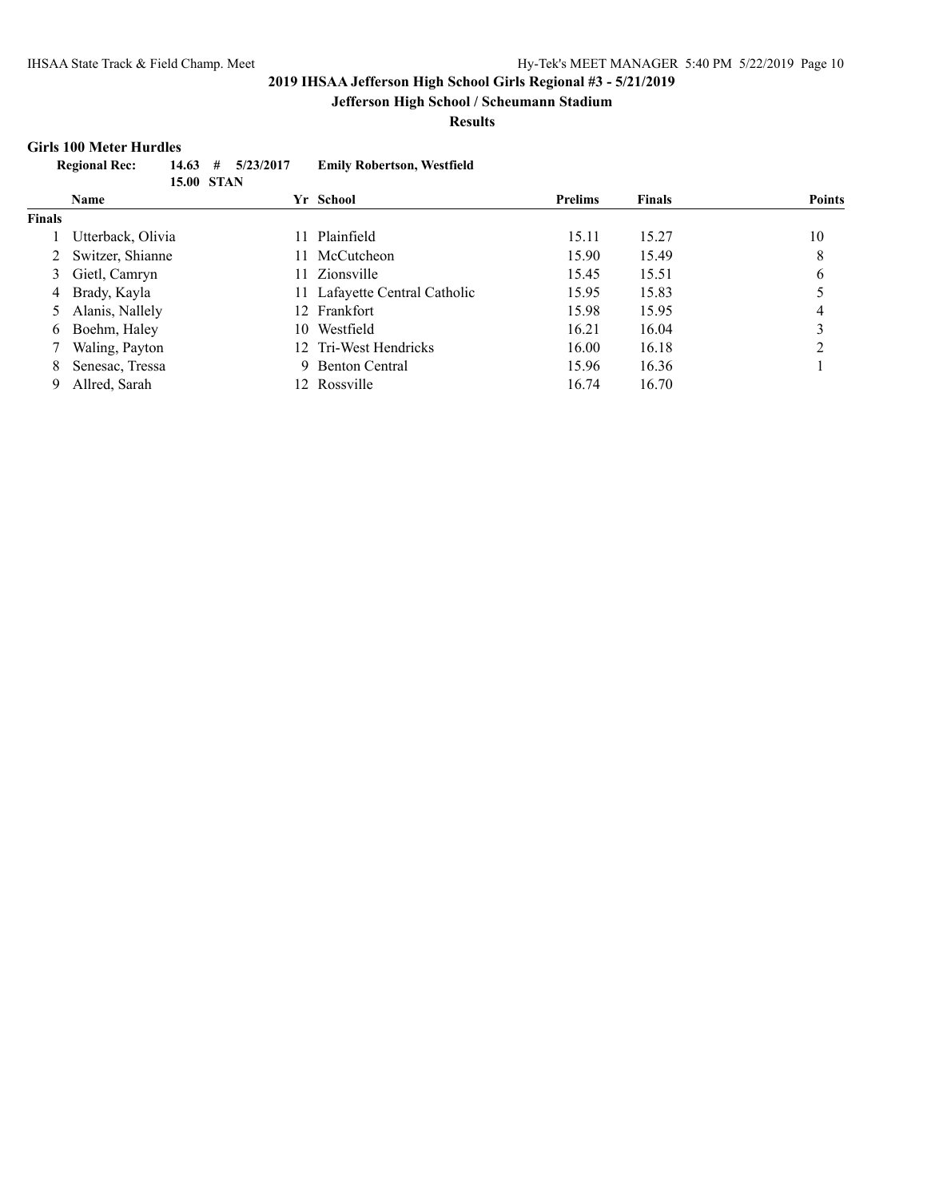**2019 IHSAA Jefferson High School Girls Regional #3 - 5/21/2019**

**Jefferson High School / Scheumann Stadium**

**Results**

### Girls 100 Meter Hurdles

**Regional Rec:** 14.63 # 5/23/2017 **Emily Robertson, Westfield**
15.00 STAN

| | Name | Yr | School | Prelims | Finals | Points |
|---|---|---|---|---|---|---|
| **Finals** | | | | | | |
| 1 | Utterback, Olivia | 11 | Plainfield | 15.11 | 15.27 | 10 |
| 2 | Switzer, Shianne | 11 | McCutcheon | 15.90 | 15.49 | 8 |
| 3 | Gietl, Camryn | 11 | Zionsville | 15.45 | 15.51 | 6 |
| 4 | Brady, Kayla | 11 | Lafayette Central Catholic | 15.95 | 15.83 | 5 |
| 5 | Alanis, Nallely | 12 | Frankfort | 15.98 | 15.95 | 4 |
| 6 | Boehm, Haley | 10 | Westfield | 16.21 | 16.04 | 3 |
| 7 | Waling, Payton | 12 | Tri-West Hendricks | 16.00 | 16.18 | 2 |
| 8 | Senesac, Tressa | 9 | Benton Central | 15.96 | 16.36 | 1 |
| 9 | Allred, Sarah | 12 | Rossville | 16.74 | 16.70 | |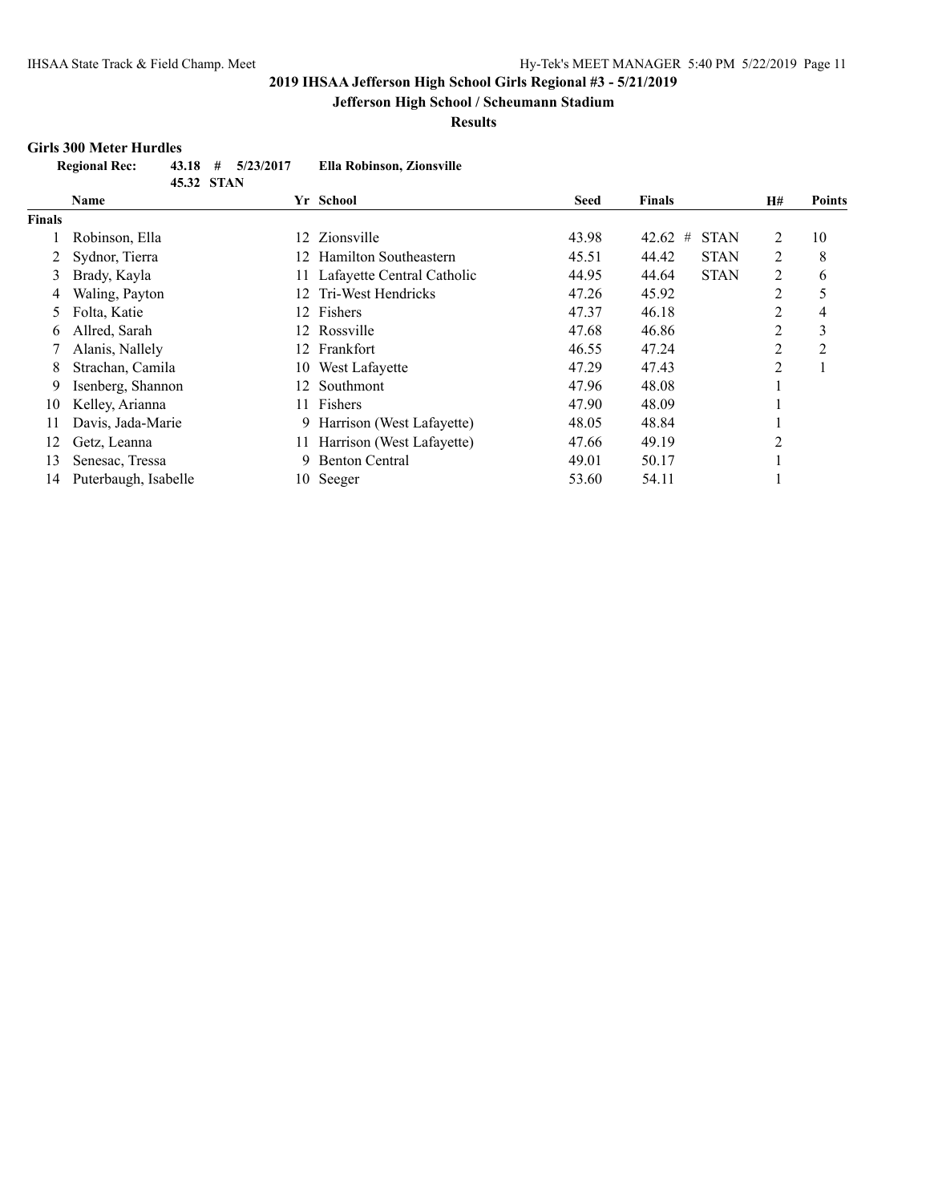**2019 IHSAA Jefferson High School Girls Regional #3 - 5/21/2019**

**Jefferson High School / Scheumann Stadium**

**Results**

### Girls 300 Meter Hurdles

**Regional Rec: 43.18 # 5/23/2017 Ella Robinson, Zionsville**
**45.32 STAN**

| | Name | Yr | School | Seed | Finals | | H# | Points |
|---|---|---|---|---|---|---|---|---|
| **Finals** | | | | | | | | |
| 1 | Robinson, Ella | 12 | Zionsville | 43.98 | 42.62 # | STAN | 2 | 10 |
| 2 | Sydnor, Tierra | 12 | Hamilton Southeastern | 45.51 | 44.42 | STAN | 2 | 8 |
| 3 | Brady, Kayla | 11 | Lafayette Central Catholic | 44.95 | 44.64 | STAN | 2 | 6 |
| 4 | Waling, Payton | 12 | Tri-West Hendricks | 47.26 | 45.92 | | 2 | 5 |
| 5 | Folta, Katie | 12 | Fishers | 47.37 | 46.18 | | 2 | 4 |
| 6 | Allred, Sarah | 12 | Rossville | 47.68 | 46.86 | | 2 | 3 |
| 7 | Alanis, Nallely | 12 | Frankfort | 46.55 | 47.24 | | 2 | 2 |
| 8 | Strachan, Camila | 10 | West Lafayette | 47.29 | 47.43 | | 2 | 1 |
| 9 | Isenberg, Shannon | 12 | Southmont | 47.96 | 48.08 | | 1 | |
| 10 | Kelley, Arianna | 11 | Fishers | 47.90 | 48.09 | | 1 | |
| 11 | Davis, Jada-Marie | 9 | Harrison (West Lafayette) | 48.05 | 48.84 | | 1 | |
| 12 | Getz, Leanna | 11 | Harrison (West Lafayette) | 47.66 | 49.19 | | 2 | |
| 13 | Senesac, Tressa | 9 | Benton Central | 49.01 | 50.17 | | 1 | |
| 14 | Puterbaugh, Isabelle | 10 | Seeger | 53.60 | 54.11 | | 1 | |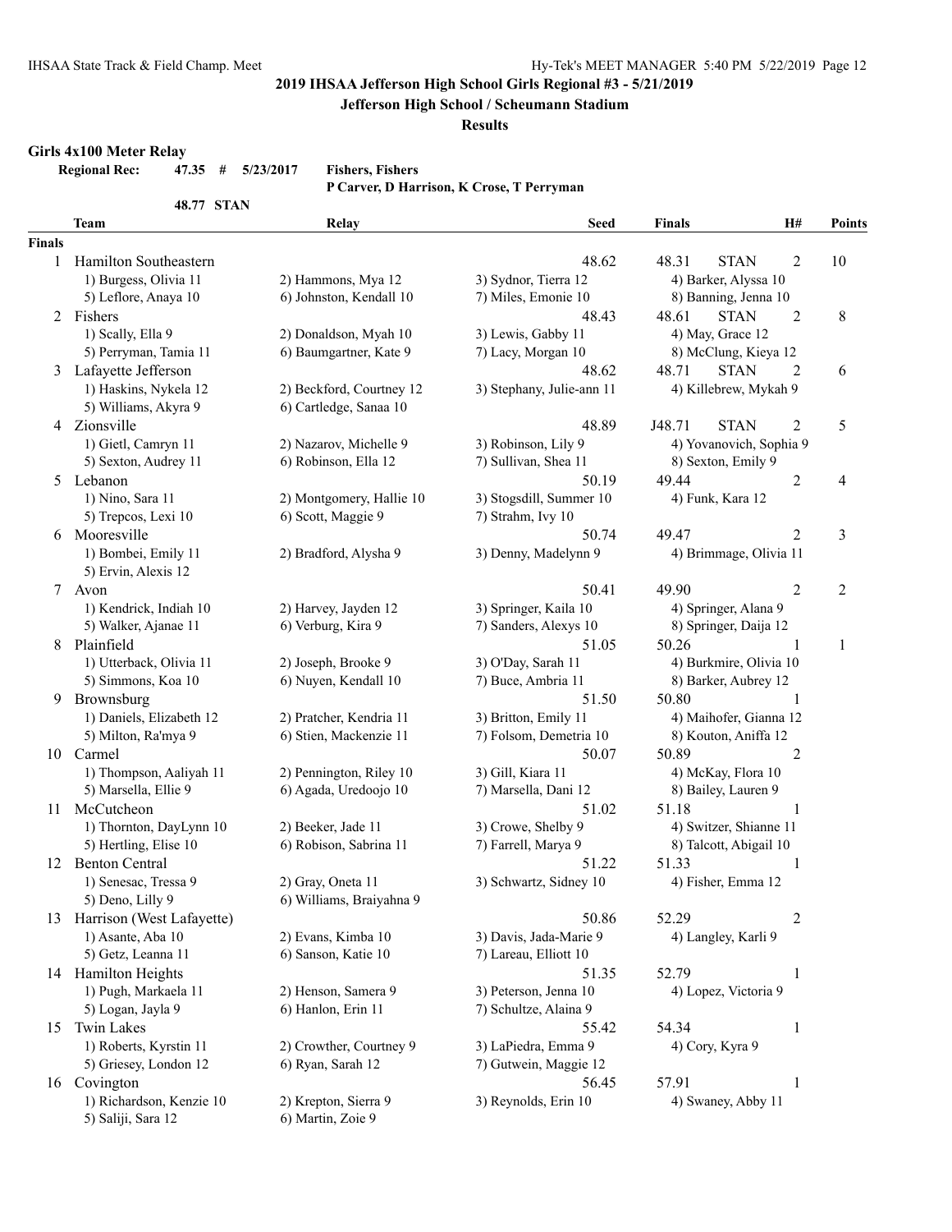## 2019 IHSAA Jefferson High School Girls Regional #3 - 5/21/2019

### Jefferson High School / Scheumann Stadium

### Results

**Girls 4x100 Meter Relay**

**Regional Rec: 47.35 # 5/23/2017 Fishers, Fishers**
**P Carver, D Harrison, K Crose, T Perryman**

**48.77 STAN**

| | Team | Relay | | Seed | Finals | | H# | Points |
|---|---|---|---|---|---|---|---|---|
| **Finals** | | | | | | | | |
| 1 | Hamilton Southeastern | | | 48.62 | 48.31 | STAN | 2 | 10 |
| | 1) Burgess, Olivia 11 | 2) Hammons, Mya 12 | 3) Sydnor, Tierra 12 | | 4) Barker, Alyssa 10 | | | |
| | 5) Leflore, Anaya 10 | 6) Johnston, Kendall 10 | 7) Miles, Emonie 10 | | 8) Banning, Jenna 10 | | | |
| 2 | Fishers | | | 48.43 | 48.61 | STAN | 2 | 8 |
| | 1) Scally, Ella 9 | 2) Donaldson, Myah 10 | 3) Lewis, Gabby 11 | | 4) May, Grace 12 | | | |
| | 5) Perryman, Tamia 11 | 6) Baumgartner, Kate 9 | 7) Lacy, Morgan 10 | | 8) McClung, Kieya 12 | | | |
| 3 | Lafayette Jefferson | | | 48.62 | 48.71 | STAN | 2 | 6 |
| | 1) Haskins, Nykela 12 | 2) Beckford, Courtney 12 | 3) Stephany, Julie-ann 11 | | 4) Killebrew, Mykah 9 | | | |
| | 5) Williams, Akyra 9 | 6) Cartledge, Sanaa 10 | | | | | | |
| 4 | Zionsville | | | 48.89 | J48.71 | STAN | 2 | 5 |
| | 1) Gietl, Camryn 11 | 2) Nazarov, Michelle 9 | 3) Robinson, Lily 9 | | 4) Yovanovich, Sophia 9 | | | |
| | 5) Sexton, Audrey 11 | 6) Robinson, Ella 12 | 7) Sullivan, Shea 11 | | 8) Sexton, Emily 9 | | | |
| 5 | Lebanon | | | 50.19 | 49.44 | | 2 | 4 |
| | 1) Nino, Sara 11 | 2) Montgomery, Hallie 10 | 3) Stogsdill, Summer 10 | | 4) Funk, Kara 12 | | | |
| | 5) Trepcos, Lexi 10 | 6) Scott, Maggie 9 | 7) Strahm, Ivy 10 | | | | | |
| 6 | Mooresville | | | 50.74 | 49.47 | | 2 | 3 |
| | 1) Bombei, Emily 11 | 2) Bradford, Alysha 9 | 3) Denny, Madelynn 9 | | 4) Brimmage, Olivia 11 | | | |
| | 5) Ervin, Alexis 12 | | | | | | | |
| 7 | Avon | | | 50.41 | 49.90 | | 2 | 2 |
| | 1) Kendrick, Indiah 10 | 2) Harvey, Jayden 12 | 3) Springer, Kaila 10 | | 4) Springer, Alana 9 | | | |
| | 5) Walker, Ajanae 11 | 6) Verburg, Kira 9 | 7) Sanders, Alexys 10 | | 8) Springer, Daija 12 | | | |
| 8 | Plainfield | | | 51.05 | 50.26 | | 1 | 1 |
| | 1) Utterback, Olivia 11 | 2) Joseph, Brooke 9 | 3) O'Day, Sarah 11 | | 4) Burkmire, Olivia 10 | | | |
| | 5) Simmons, Koa 10 | 6) Nuyen, Kendall 10 | 7) Buce, Ambria 11 | | 8) Barker, Aubrey 12 | | | |
| 9 | Brownsburg | | | 51.50 | 50.80 | | 1 | |
| | 1) Daniels, Elizabeth 12 | 2) Pratcher, Kendria 11 | 3) Britton, Emily 11 | | 4) Maihofer, Gianna 12 | | | |
| | 5) Milton, Ra'mya 9 | 6) Stien, Mackenzie 11 | 7) Folsom, Demetria 10 | | 8) Kouton, Aniffa 12 | | | |
| 10 | Carmel | | | 50.07 | 50.89 | | 2 | |
| | 1) Thompson, Aaliyah 11 | 2) Pennington, Riley 10 | 3) Gill, Kiara 11 | | 4) McKay, Flora 10 | | | |
| | 5) Marsella, Ellie 9 | 6) Agada, Uredoojo 10 | 7) Marsella, Dani 12 | | 8) Bailey, Lauren 9 | | | |
| 11 | McCutcheon | | | 51.02 | 51.18 | | 1 | |
| | 1) Thornton, DayLynn 10 | 2) Beeker, Jade 11 | 3) Crowe, Shelby 9 | | 4) Switzer, Shianne 11 | | | |
| | 5) Hertling, Elise 10 | 6) Robison, Sabrina 11 | 7) Farrell, Marya 9 | | 8) Talcott, Abigail 10 | | | |
| 12 | Benton Central | | | 51.22 | 51.33 | | 1 | |
| | 1) Senesac, Tressa 9 | 2) Gray, Oneta 11 | 3) Schwartz, Sidney 10 | | 4) Fisher, Emma 12 | | | |
| | 5) Deno, Lilly 9 | 6) Williams, Braiyahna 9 | | | | | | |
| 13 | Harrison (West Lafayette) | | | 50.86 | 52.29 | | 2 | |
| | 1) Asante, Aba 10 | 2) Evans, Kimba 10 | 3) Davis, Jada-Marie 9 | | 4) Langley, Karli 9 | | | |
| | 5) Getz, Leanna 11 | 6) Sanson, Katie 10 | 7) Lareau, Elliott 10 | | | | | |
| 14 | Hamilton Heights | | | 51.35 | 52.79 | | 1 | |
| | 1) Pugh, Markaela 11 | 2) Henson, Samera 9 | 3) Peterson, Jenna 10 | | 4) Lopez, Victoria 9 | | | |
| | 5) Logan, Jayla 9 | 6) Hanlon, Erin 11 | 7) Schultze, Alaina 9 | | | | | |
| 15 | Twin Lakes | | | 55.42 | 54.34 | | 1 | |
| | 1) Roberts, Kyrstin 11 | 2) Crowther, Courtney 9 | 3) LaPiedra, Emma 9 | | 4) Cory, Kyra 9 | | | |
| | 5) Griesey, London 12 | 6) Ryan, Sarah 12 | 7) Gutwein, Maggie 12 | | | | | |
| 16 | Covington | | | 56.45 | 57.91 | | 1 | |
| | 1) Richardson, Kenzie 10 | 2) Krepton, Sierra 9 | 3) Reynolds, Erin 10 | | 4) Swaney, Abby 11 | | | |
| | 5) Saliji, Sara 12 | 6) Martin, Zoie 9 | | | | | | |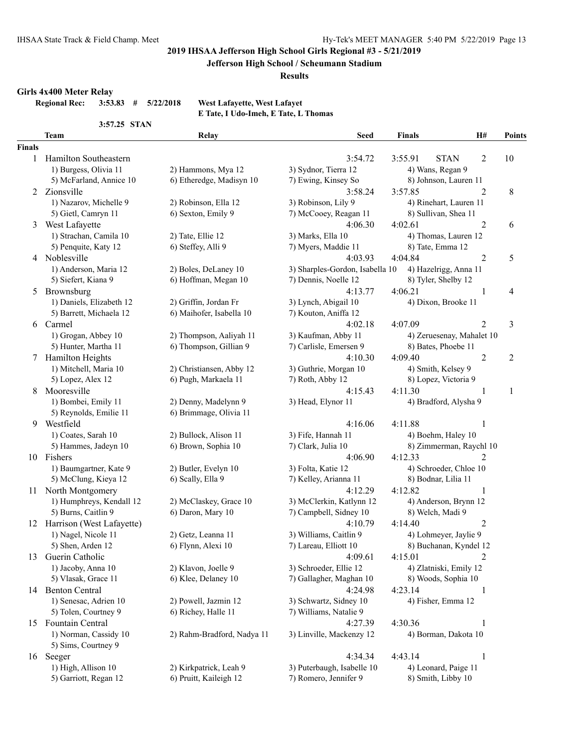**2019 IHSAA Jefferson High School Girls Regional #3 - 5/21/2019**

**Jefferson High School / Scheumann Stadium**

**Results**

**Girls 4x400 Meter Relay**

**Regional Rec: 3:53.83 # 5/22/2018 West Lafayette, West Lafayet**
**E Tate, I Udo-Imeh, E Tate, L Thomas**

**3:57.25 STAN**

| | Team | Relay | Seed | Finals | H# | Points |
|---|---|---|---|---|---|---|
| **Finals** | | | | | | |
| 1 | Hamilton Southeastern | | 3:54.72 | 3:55.91 STAN | 2 | 10 |
| | 1) Burgess, Olivia 11 | 2) Hammons, Mya 12 | 3) Sydnor, Tierra 12 | 4) Wans, Regan 9 | | |
| | 5) McFarland, Annice 10 | 6) Etheredge, Madisyn 10 | 7) Ewing, Kinsey So | 8) Johnson, Lauren 11 | | |
| 2 | Zionsville | | 3:58.24 | 3:57.85 | 2 | 8 |
| | 1) Nazarov, Michelle 9 | 2) Robinson, Ella 12 | 3) Robinson, Lily 9 | 4) Rinehart, Lauren 11 | | |
| | 5) Gietl, Camryn 11 | 6) Sexton, Emily 9 | 7) McCooey, Reagan 11 | 8) Sullivan, Shea 11 | | |
| 3 | West Lafayette | | 4:06.30 | 4:02.61 | 2 | 6 |
| | 1) Strachan, Camila 10 | 2) Tate, Ellie 12 | 3) Marks, Ella 10 | 4) Thomas, Lauren 12 | | |
| | 5) Penquite, Katy 12 | 6) Steffey, Alli 9 | 7) Myers, Maddie 11 | 8) Tate, Emma 12 | | |
| 4 | Noblesville | | 4:03.93 | 4:04.84 | 2 | 5 |
| | 1) Anderson, Maria 12 | 2) Boles, DeLaney 10 | 3) Sharples-Gordon, Isabella 10 | 4) Hazelrigg, Anna 11 | | |
| | 5) Siefert, Kiana 9 | 6) Hoffman, Megan 10 | 7) Dennis, Noelle 12 | 8) Tyler, Shelby 12 | | |
| 5 | Brownsburg | | 4:13.77 | 4:06.21 | 1 | 4 |
| | 1) Daniels, Elizabeth 12 | 2) Griffin, Jordan Fr | 3) Lynch, Abigail 10 | 4) Dixon, Brooke 11 | | |
| | 5) Barrett, Michaela 12 | 6) Maihofer, Isabella 10 | 7) Kouton, Aniffa 12 | | | |
| 6 | Carmel | | 4:02.18 | 4:07.09 | 2 | 3 |
| | 1) Grogan, Abbey 10 | 2) Thompson, Aaliyah 11 | 3) Kaufman, Abby 11 | 4) Zeruesenay, Mahalet 10 | | |
| | 5) Hunter, Martha 11 | 6) Thompson, Gillian 9 | 7) Carlisle, Emersen 9 | 8) Bates, Phoebe 11 | | |
| 7 | Hamilton Heights | | 4:10.30 | 4:09.40 | 2 | 2 |
| | 1) Mitchell, Maria 10 | 2) Christiansen, Abby 12 | 3) Guthrie, Morgan 10 | 4) Smith, Kelsey 9 | | |
| | 5) Lopez, Alex 12 | 6) Pugh, Markaela 11 | 7) Roth, Abby 12 | 8) Lopez, Victoria 9 | | |
| 8 | Mooresville | | 4:15.43 | 4:11.30 | 1 | 1 |
| | 1) Bombei, Emily 11 | 2) Denny, Madelynn 9 | 3) Head, Elynor 11 | 4) Bradford, Alysha 9 | | |
| | 5) Reynolds, Emilie 11 | 6) Brimmage, Olivia 11 | | | | |
| 9 | Westfield | | 4:16.06 | 4:11.88 | 1 | |
| | 1) Coates, Sarah 10 | 2) Bullock, Alison 11 | 3) Fife, Hannah 11 | 4) Boehm, Haley 10 | | |
| | 5) Hammes, Jadeyn 10 | 6) Brown, Sophia 10 | 7) Clark, Julia 10 | 8) Zimmerman, Raychl 10 | | |
| 10 | Fishers | | 4:06.90 | 4:12.33 | 2 | |
| | 1) Baumgartner, Kate 9 | 2) Butler, Evelyn 10 | 3) Folta, Katie 12 | 4) Schroeder, Chloe 10 | | |
| | 5) McClung, Kieya 12 | 6) Scally, Ella 9 | 7) Kelley, Arianna 11 | 8) Bodnar, Lilia 11 | | |
| 11 | North Montgomery | | 4:12.29 | 4:12.82 | 1 | |
| | 1) Humphreys, Kendall 12 | 2) McClaskey, Grace 10 | 3) McClerkin, Katlynn 12 | 4) Anderson, Brynn 12 | | |
| | 5) Burns, Caitlin 9 | 6) Daron, Mary 10 | 7) Campbell, Sidney 10 | 8) Welch, Madi 9 | | |
| 12 | Harrison (West Lafayette) | | 4:10.79 | 4:14.40 | 2 | |
| | 1) Nagel, Nicole 11 | 2) Getz, Leanna 11 | 3) Williams, Caitlin 9 | 4) Lohmeyer, Jaylie 9 | | |
| | 5) Shen, Arden 12 | 6) Flynn, Alexi 10 | 7) Lareau, Elliott 10 | 8) Buchanan, Kyndel 12 | | |
| 13 | Guerin Catholic | | 4:09.61 | 4:15.01 | 2 | |
| | 1) Jacoby, Anna 10 | 2) Klavon, Joelle 9 | 3) Schroeder, Ellie 12 | 4) Zlatniski, Emily 12 | | |
| | 5) Vlasak, Grace 11 | 6) Klee, Delaney 10 | 7) Gallagher, Maghan 10 | 8) Woods, Sophia 10 | | |
| 14 | Benton Central | | 4:24.98 | 4:23.14 | 1 | |
| | 1) Senesac, Adrien 10 | 2) Powell, Jazmin 12 | 3) Schwartz, Sidney 10 | 4) Fisher, Emma 12 | | |
| | 5) Tolen, Courtney 9 | 6) Richey, Halle 11 | 7) Williams, Natalie 9 | | | |
| 15 | Fountain Central | | 4:27.39 | 4:30.36 | 1 | |
| | 1) Norman, Cassidy 10 | 2) Rahm-Bradford, Nadya 11 | 3) Linville, Mackenzy 12 | 4) Borman, Dakota 10 | | |
| | 5) Sims, Courtney 9 | | | | | |
| 16 | Seeger | | 4:34.34 | 4:43.14 | 1 | |
| | 1) High, Allison 10 | 2) Kirkpatrick, Leah 9 | 3) Puterbaugh, Isabelle 10 | 4) Leonard, Paige 11 | | |
| | 5) Garriott, Regan 12 | 6) Pruitt, Kaileigh 12 | 7) Romero, Jennifer 9 | 8) Smith, Libby 10 | | |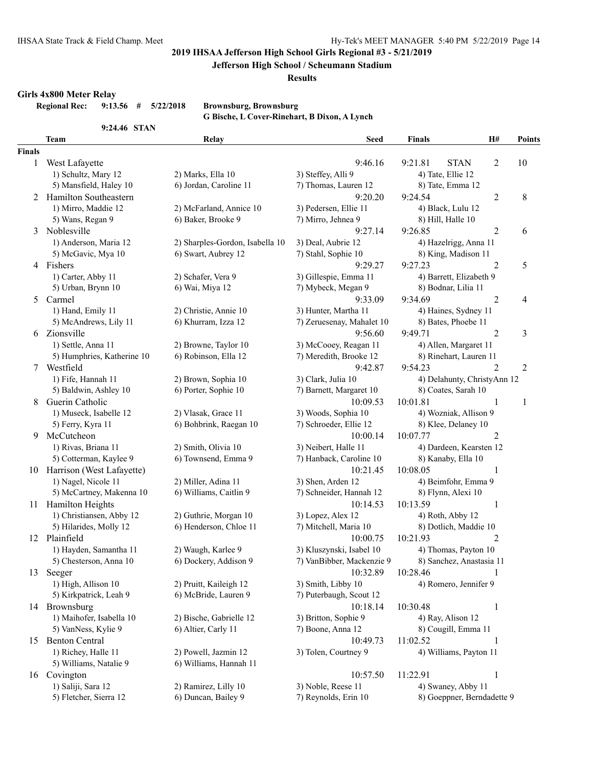**2019 IHSAA Jefferson High School Girls Regional #3 - 5/21/2019**

**Jefferson High School / Scheumann Stadium**

**Results**

**Girls 4x800 Meter Relay**

**Regional Rec: 9:13.56 # 5/22/2018 Brownsburg, Brownsburg**
**G Bische, L Cover-Rinehart, B Dixon, A Lynch**

9:24.46 STAN

| | Team | Relay | | Seed | Finals | | H# | Points |
|---|---|---|---|---|---|---|---|---|
| **Finals** | | | | | | | | |
| 1 | West Lafayette | | | 9:46.16 | 9:21.81 | STAN | 2 | 10 |
| | 1) Schultz, Mary 12 | 2) Marks, Ella 10 | 3) Steffey, Alli 9 | 4) Tate, Ellie 12 | | | | |
| | 5) Mansfield, Haley 10 | 6) Jordan, Caroline 11 | 7) Thomas, Lauren 12 | 8) Tate, Emma 12 | | | | |
| 2 | Hamilton Southeastern | | | 9:20.20 | 9:24.54 | | 2 | 8 |
| | 1) Mirro, Maddie 12 | 2) McFarland, Annice 10 | 3) Pedersen, Ellie 11 | 4) Black, Lulu 12 | | | | |
| | 5) Wans, Regan 9 | 6) Baker, Brooke 9 | 7) Mirro, Jehnea 9 | 8) Hill, Halle 10 | | | | |
| 3 | Noblesville | | | 9:27.14 | 9:26.85 | | 2 | 6 |
| | 1) Anderson, Maria 12 | 2) Sharples-Gordon, Isabella 10 | 3) Deal, Aubrie 12 | 4) Hazelrigg, Anna 11 | | | | |
| | 5) McGavic, Mya 10 | 6) Swart, Aubrey 12 | 7) Stahl, Sophie 10 | 8) King, Madison 11 | | | | |
| 4 | Fishers | | | 9:29.27 | 9:27.23 | | 2 | 5 |
| | 1) Carter, Abby 11 | 2) Schafer, Vera 9 | 3) Gillespie, Emma 11 | 4) Barrett, Elizabeth 9 | | | | |
| | 5) Urban, Brynn 10 | 6) Wai, Miya 12 | 7) Mybeck, Megan 9 | 8) Bodnar, Lilia 11 | | | | |
| 5 | Carmel | | | 9:33.09 | 9:34.69 | | 2 | 4 |
| | 1) Hand, Emily 11 | 2) Christie, Annie 10 | 3) Hunter, Martha 11 | 4) Haines, Sydney 11 | | | | |
| | 5) McAndrews, Lily 11 | 6) Khurram, Izza 12 | 7) Zeruesenay, Mahalet 10 | 8) Bates, Phoebe 11 | | | | |
| 6 | Zionsville | | | 9:56.60 | 9:49.71 | | 2 | 3 |
| | 1) Settle, Anna 11 | 2) Browne, Taylor 10 | 3) McCooey, Reagan 11 | 4) Allen, Margaret 11 | | | | |
| | 5) Humphries, Katherine 10 | 6) Robinson, Ella 12 | 7) Meredith, Brooke 12 | 8) Rinehart, Lauren 11 | | | | |
| 7 | Westfield | | | 9:42.87 | 9:54.23 | | 2 | 2 |
| | 1) Fife, Hannah 11 | 2) Brown, Sophia 10 | 3) Clark, Julia 10 | 4) Delahunty, ChristyAnn 12 | | | | |
| | 5) Baldwin, Ashley 10 | 6) Porter, Sophie 10 | 7) Barnett, Margaret 10 | 8) Coates, Sarah 10 | | | | |
| 8 | Guerin Catholic | | | 10:09.53 | 10:01.81 | | 1 | 1 |
| | 1) Museck, Isabelle 12 | 2) Vlasak, Grace 11 | 3) Woods, Sophia 10 | 4) Wozniak, Allison 9 | | | | |
| | 5) Ferry, Kyra 11 | 6) Bohbrink, Raegan 10 | 7) Schroeder, Ellie 12 | 8) Klee, Delaney 10 | | | | |
| 9 | McCutcheon | | | 10:00.14 | 10:07.77 | | 2 | |
| | 1) Rivas, Briana 11 | 2) Smith, Olivia 10 | 3) Neibert, Halle 11 | 4) Dardeen, Kearsten 12 | | | | |
| | 5) Cotterman, Kaylee 9 | 6) Townsend, Emma 9 | 7) Hanback, Caroline 10 | 8) Kanaby, Ella 10 | | | | |
| 10 | Harrison (West Lafayette) | | | 10:21.45 | 10:08.05 | | 1 | |
| | 1) Nagel, Nicole 11 | 2) Miller, Adina 11 | 3) Shen, Arden 12 | 4) Beimfohr, Emma 9 | | | | |
| | 5) McCartney, Makenna 10 | 6) Williams, Caitlin 9 | 7) Schneider, Hannah 12 | 8) Flynn, Alexi 10 | | | | |
| 11 | Hamilton Heights | | | 10:14.53 | 10:13.59 | | 1 | |
| | 1) Christiansen, Abby 12 | 2) Guthrie, Morgan 10 | 3) Lopez, Alex 12 | 4) Roth, Abby 12 | | | | |
| | 5) Hilarides, Molly 12 | 6) Henderson, Chloe 11 | 7) Mitchell, Maria 10 | 8) Dotlich, Maddie 10 | | | | |
| 12 | Plainfield | | | 10:00.75 | 10:21.93 | | 2 | |
| | 1) Hayden, Samantha 11 | 2) Waugh, Karlee 9 | 3) Kluszynski, Isabel 10 | 4) Thomas, Payton 10 | | | | |
| | 5) Chesterson, Anna 10 | 6) Dockery, Addison 9 | 7) VanBibber, Mackenzie 9 | 8) Sanchez, Anastasia 11 | | | | |
| 13 | Seeger | | | 10:32.89 | 10:28.46 | | 1 | |
| | 1) High, Allison 10 | 2) Pruitt, Kaileigh 12 | 3) Smith, Libby 10 | 4) Romero, Jennifer 9 | | | | |
| | 5) Kirkpatrick, Leah 9 | 6) McBride, Lauren 9 | 7) Puterbaugh, Scout 12 | | | | | |
| 14 | Brownsburg | | | 10:18.14 | 10:30.48 | | 1 | |
| | 1) Maihofer, Isabella 10 | 2) Bische, Gabrielle 12 | 3) Britton, Sophie 9 | 4) Ray, Alison 12 | | | | |
| | 5) VanNess, Kylie 9 | 6) Altier, Carly 11 | 7) Boone, Anna 12 | 8) Cougill, Emma 11 | | | | |
| 15 | Benton Central | | | 10:49.73 | 11:02.52 | | 1 | |
| | 1) Richey, Halle 11 | 2) Powell, Jazmin 12 | 3) Tolen, Courtney 9 | 4) Williams, Payton 11 | | | | |
| | 5) Williams, Natalie 9 | 6) Williams, Hannah 11 | | | | | | |
| 16 | Covington | | | 10:57.50 | 11:22.91 | | 1 | |
| | 1) Saliji, Sara 12 | 2) Ramirez, Lilly 10 | 3) Noble, Reese 11 | 4) Swaney, Abby 11 | | | | |
| | 5) Fletcher, Sierra 12 | 6) Duncan, Bailey 9 | 7) Reynolds, Erin 10 | 8) Goeppner, Berndadette 9 | | | | |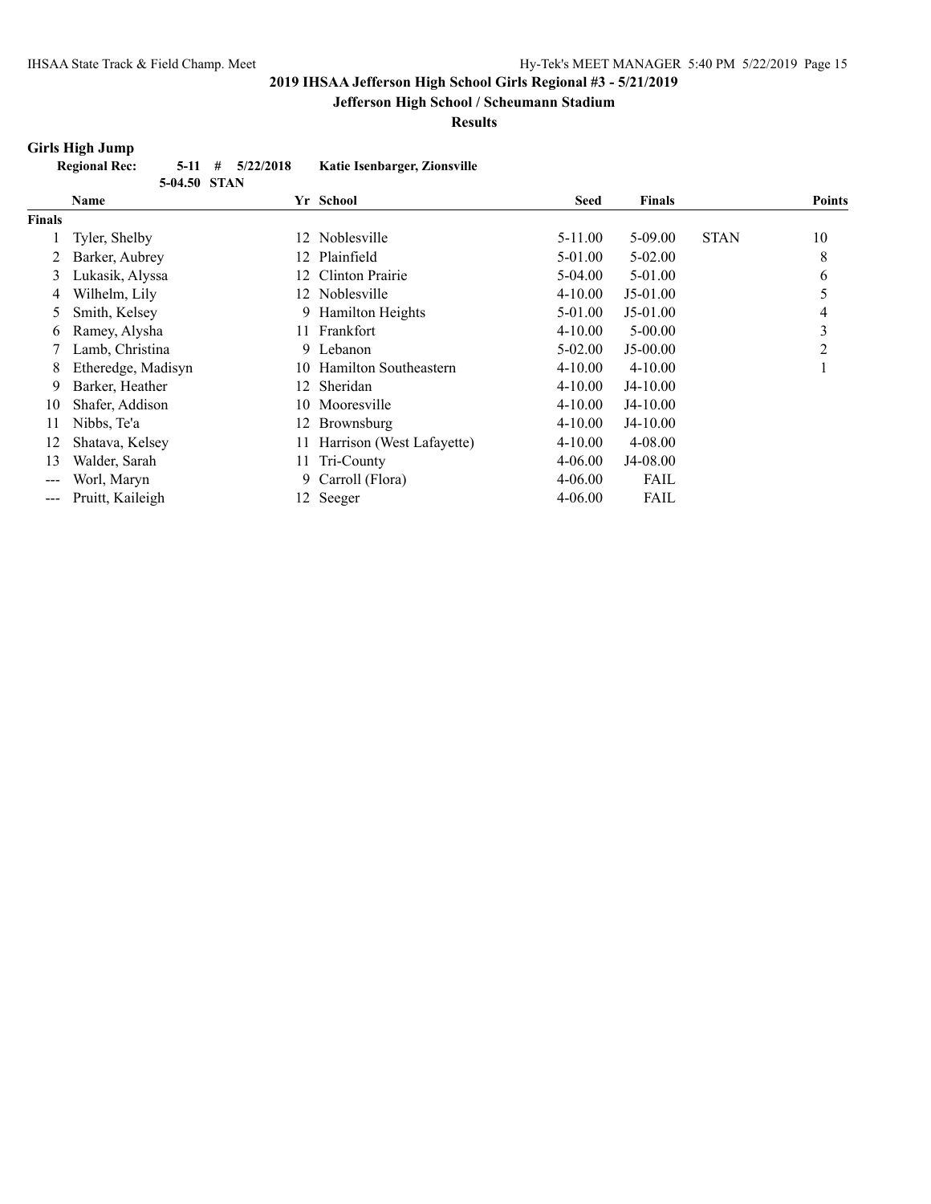# 2019 IHSAA Jefferson High School Girls Regional #3 - 5/21/2019

**Jefferson High School / Scheumann Stadium**

**Results**

## Girls High Jump

**Regional Rec:** 5-11 # 5/22/2018 **Katie Isenbarger, Zionsville**

5-04.50 STAN

| | Name | Yr | School | Seed | Finals | | Points |
|---|---|---|---|---|---|---|---|
| **Finals** | | | | | | | |
| 1 | Tyler, Shelby | 12 | Noblesville | 5-11.00 | 5-09.00 | STAN | 10 |
| 2 | Barker, Aubrey | 12 | Plainfield | 5-01.00 | 5-02.00 | | 8 |
| 3 | Lukasik, Alyssa | 12 | Clinton Prairie | 5-04.00 | 5-01.00 | | 6 |
| 4 | Wilhelm, Lily | 12 | Noblesville | 4-10.00 | J5-01.00 | | 5 |
| 5 | Smith, Kelsey | 9 | Hamilton Heights | 5-01.00 | J5-01.00 | | 4 |
| 6 | Ramey, Alysha | 11 | Frankfort | 4-10.00 | 5-00.00 | | 3 |
| 7 | Lamb, Christina | 9 | Lebanon | 5-02.00 | J5-00.00 | | 2 |
| 8 | Etheredge, Madisyn | 10 | Hamilton Southeastern | 4-10.00 | 4-10.00 | | 1 |
| 9 | Barker, Heather | 12 | Sheridan | 4-10.00 | J4-10.00 | | |
| 10 | Shafer, Addison | 10 | Mooresville | 4-10.00 | J4-10.00 | | |
| 11 | Nibbs, Te'a | 12 | Brownsburg | 4-10.00 | J4-10.00 | | |
| 12 | Shatava, Kelsey | 11 | Harrison (West Lafayette) | 4-10.00 | 4-08.00 | | |
| 13 | Walder, Sarah | 11 | Tri-County | 4-06.00 | J4-08.00 | | |
| --- | Worl, Maryn | 9 | Carroll (Flora) | 4-06.00 | FAIL | | |
| --- | Pruitt, Kaileigh | 12 | Seeger | 4-06.00 | FAIL | | |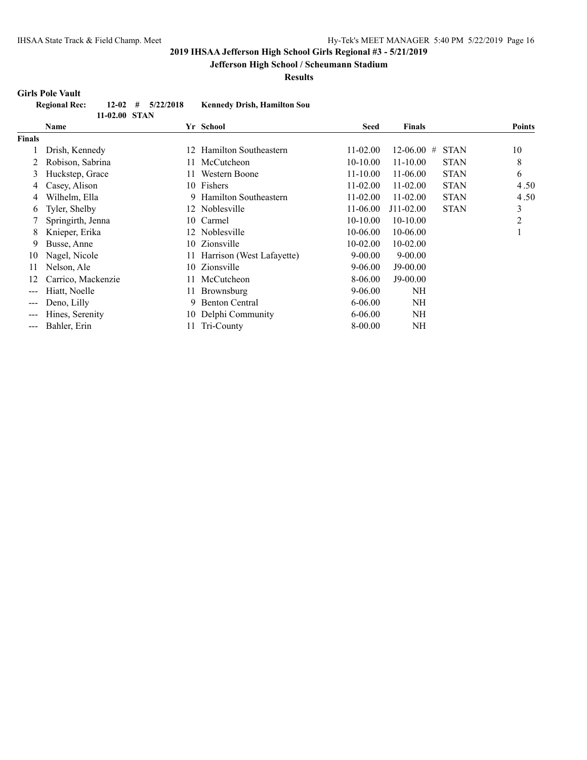## 2019 IHSAA Jefferson High School Girls Regional #3 - 5/21/2019

**Jefferson High School / Scheumann Stadium**

**Results**

### Girls Pole Vault

**Regional Rec:** 12-02 # 5/22/2018 Kennedy Drish, Hamilton Sou
11-02.00 STAN

| | Name | Yr | School | Seed | Finals | | Points |
|---|---|---|---|---|---|---|---|
| **Finals** | | | | | | | |
| 1 | Drish, Kennedy | 12 | Hamilton Southeastern | 11-02.00 | 12-06.00 # | STAN | 10 |
| 2 | Robison, Sabrina | 11 | McCutcheon | 10-10.00 | 11-10.00 | STAN | 8 |
| 3 | Huckstep, Grace | 11 | Western Boone | 11-10.00 | 11-06.00 | STAN | 6 |
| 4 | Casey, Alison | 10 | Fishers | 11-02.00 | 11-02.00 | STAN | 4.50 |
| 4 | Wilhelm, Ella | 9 | Hamilton Southeastern | 11-02.00 | 11-02.00 | STAN | 4.50 |
| 6 | Tyler, Shelby | 12 | Noblesville | 11-06.00 | J11-02.00 | STAN | 3 |
| 7 | Springirth, Jenna | 10 | Carmel | 10-10.00 | 10-10.00 | | 2 |
| 8 | Knieper, Erika | 12 | Noblesville | 10-06.00 | 10-06.00 | | 1 |
| 9 | Busse, Anne | 10 | Zionsville | 10-02.00 | 10-02.00 | | |
| 10 | Nagel, Nicole | 11 | Harrison (West Lafayette) | 9-00.00 | 9-00.00 | | |
| 11 | Nelson, Ale | 10 | Zionsville | 9-06.00 | J9-00.00 | | |
| 12 | Carrico, Mackenzie | 11 | McCutcheon | 8-06.00 | J9-00.00 | | |
| --- | Hiatt, Noelle | 11 | Brownsburg | 9-06.00 | NH | | |
| --- | Deno, Lilly | 9 | Benton Central | 6-06.00 | NH | | |
| --- | Hines, Serenity | 10 | Delphi Community | 6-06.00 | NH | | |
| --- | Bahler, Erin | 11 | Tri-County | 8-00.00 | NH | | |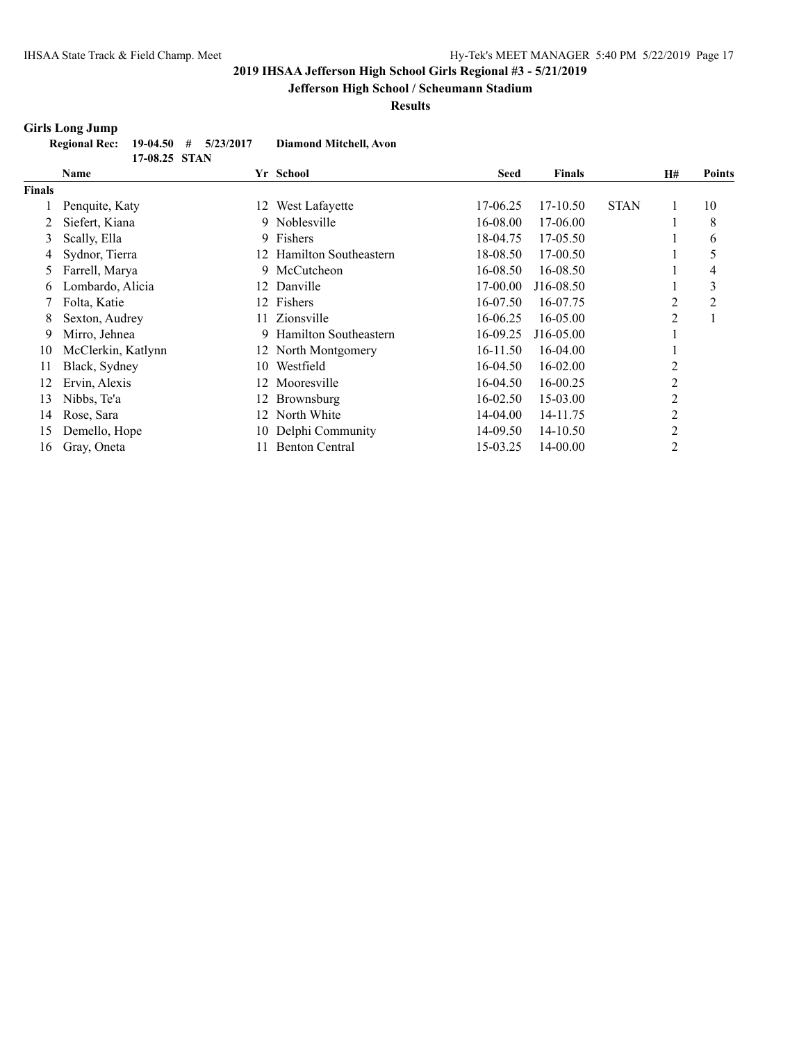**2019 IHSAA Jefferson High School Girls Regional #3 - 5/21/2019**

**Jefferson High School / Scheumann Stadium**

**Results**

### Girls Long Jump

**Regional Rec: 19-04.50 # 5/23/2017 Diamond Mitchell, Avon**
**17-08.25 STAN**

| | Name | Yr | School | Seed | Finals | | H# | Points |
|---|---|---|---|---|---|---|---|---|
| **Finals** | | | | | | | | |
| 1 | Penquite, Katy | 12 | West Lafayette | 17-06.25 | 17-10.50 | STAN | 1 | 10 |
| 2 | Siefert, Kiana | 9 | Noblesville | 16-08.00 | 17-06.00 | | 1 | 8 |
| 3 | Scally, Ella | 9 | Fishers | 18-04.75 | 17-05.50 | | 1 | 6 |
| 4 | Sydnor, Tierra | 12 | Hamilton Southeastern | 18-08.50 | 17-00.50 | | 1 | 5 |
| 5 | Farrell, Marya | 9 | McCutcheon | 16-08.50 | 16-08.50 | | 1 | 4 |
| 6 | Lombardo, Alicia | 12 | Danville | 17-00.00 | J16-08.50 | | 1 | 3 |
| 7 | Folta, Katie | 12 | Fishers | 16-07.50 | 16-07.75 | | 2 | 2 |
| 8 | Sexton, Audrey | 11 | Zionsville | 16-06.25 | 16-05.00 | | 2 | 1 |
| 9 | Mirro, Jehnea | 9 | Hamilton Southeastern | 16-09.25 | J16-05.00 | | 1 | |
| 10 | McClerkin, Katlynn | 12 | North Montgomery | 16-11.50 | 16-04.00 | | 1 | |
| 11 | Black, Sydney | 10 | Westfield | 16-04.50 | 16-02.00 | | 2 | |
| 12 | Ervin, Alexis | 12 | Mooresville | 16-04.50 | 16-00.25 | | 2 | |
| 13 | Nibbs, Te'a | 12 | Brownsburg | 16-02.50 | 15-03.00 | | 2 | |
| 14 | Rose, Sara | 12 | North White | 14-04.00 | 14-11.75 | | 2 | |
| 15 | Demello, Hope | 10 | Delphi Community | 14-09.50 | 14-10.50 | | 2 | |
| 16 | Gray, Oneta | 11 | Benton Central | 15-03.25 | 14-00.00 | | 2 | |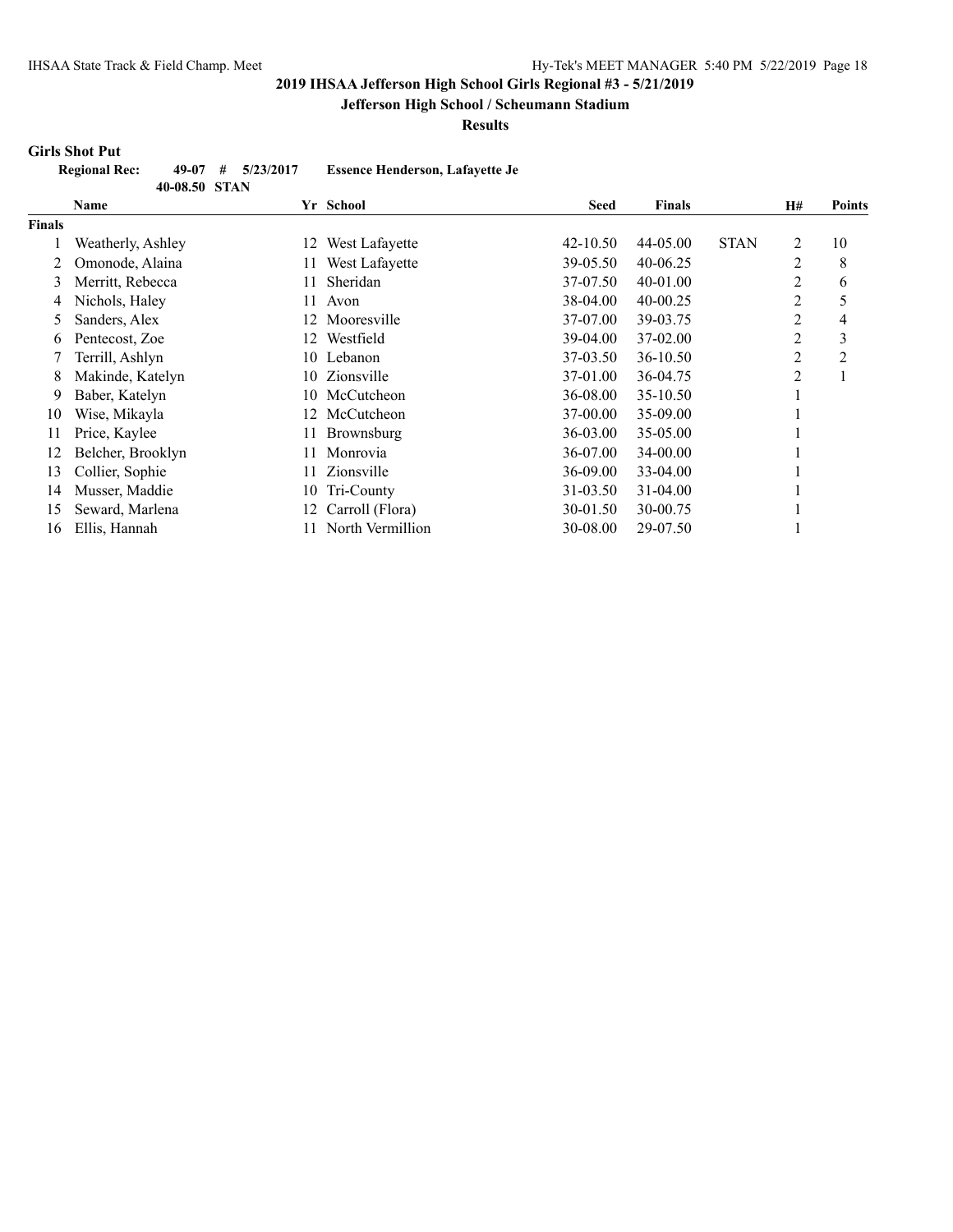**2019 IHSAA Jefferson High School Girls Regional #3 - 5/21/2019**

**Jefferson High School / Scheumann Stadium**

**Results**

**Girls Shot Put**

**Regional Rec: 49-07 # 5/23/2017 Essence Henderson, Lafayette Je**

**40-08.50 STAN**

| | Name | Yr | School | Seed | Finals | | H# | Points |
|---|---|---|---|---|---|---|---|---|
| **Finals** | | | | | | | | |
| 1 | Weatherly, Ashley | 12 | West Lafayette | 42-10.50 | 44-05.00 | STAN | 2 | 10 |
| 2 | Omonode, Alaina | 11 | West Lafayette | 39-05.50 | 40-06.25 | | 2 | 8 |
| 3 | Merritt, Rebecca | 11 | Sheridan | 37-07.50 | 40-01.00 | | 2 | 6 |
| 4 | Nichols, Haley | 11 | Avon | 38-04.00 | 40-00.25 | | 2 | 5 |
| 5 | Sanders, Alex | 12 | Mooresville | 37-07.00 | 39-03.75 | | 2 | 4 |
| 6 | Pentecost, Zoe | 12 | Westfield | 39-04.00 | 37-02.00 | | 2 | 3 |
| 7 | Terrill, Ashlyn | 10 | Lebanon | 37-03.50 | 36-10.50 | | 2 | 2 |
| 8 | Makinde, Katelyn | 10 | Zionsville | 37-01.00 | 36-04.75 | | 2 | 1 |
| 9 | Baber, Katelyn | 10 | McCutcheon | 36-08.00 | 35-10.50 | | 1 | |
| 10 | Wise, Mikayla | 12 | McCutcheon | 37-00.00 | 35-09.00 | | 1 | |
| 11 | Price, Kaylee | 11 | Brownsburg | 36-03.00 | 35-05.00 | | 1 | |
| 12 | Belcher, Brooklyn | 11 | Monrovia | 36-07.00 | 34-00.00 | | 1 | |
| 13 | Collier, Sophie | 11 | Zionsville | 36-09.00 | 33-04.00 | | 1 | |
| 14 | Musser, Maddie | 10 | Tri-County | 31-03.50 | 31-04.00 | | 1 | |
| 15 | Seward, Marlena | 12 | Carroll (Flora) | 30-01.50 | 30-00.75 | | 1 | |
| 16 | Ellis, Hannah | 11 | North Vermillion | 30-08.00 | 29-07.50 | | 1 | |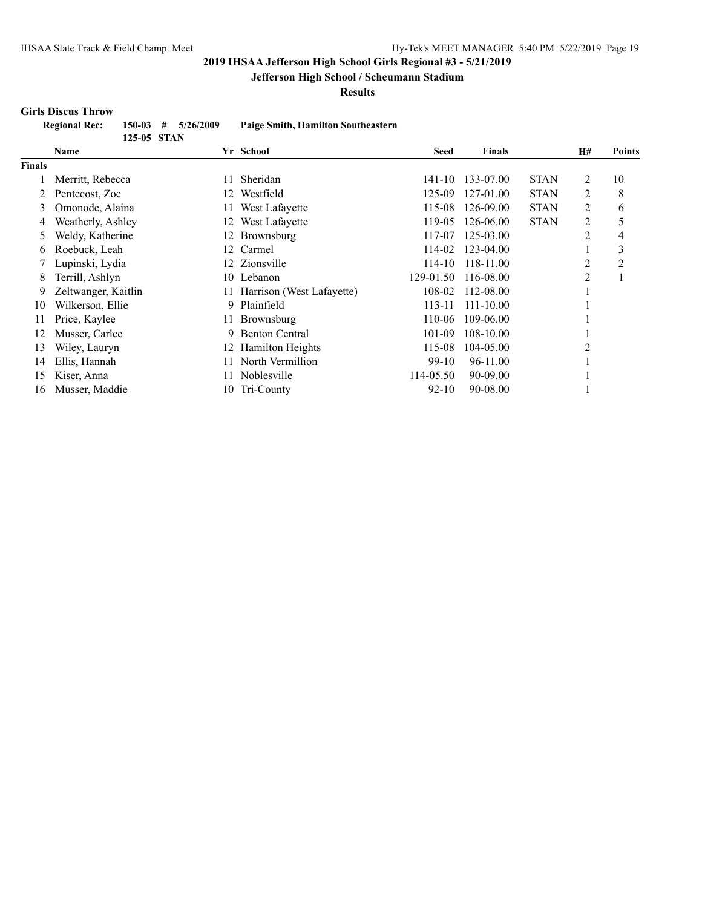**2019 IHSAA Jefferson High School Girls Regional #3 - 5/21/2019**

**Jefferson High School / Scheumann Stadium**

**Results**

**Girls Discus Throw**

**Regional Rec: 150-03 # 5/26/2009 Paige Smith, Hamilton Southeastern**

**125-05 STAN**

| | Name | Yr | School | Seed | Finals | | H# | Points |
|---|---|---|---|---|---|---|---|---|
| **Finals** | | | | | | | | |
| 1 | Merritt, Rebecca | 11 | Sheridan | 141-10 | 133-07.00 | STAN | 2 | 10 |
| 2 | Pentecost, Zoe | 12 | Westfield | 125-09 | 127-01.00 | STAN | 2 | 8 |
| 3 | Omonode, Alaina | 11 | West Lafayette | 115-08 | 126-09.00 | STAN | 2 | 6 |
| 4 | Weatherly, Ashley | 12 | West Lafayette | 119-05 | 126-06.00 | STAN | 2 | 5 |
| 5 | Weldy, Katherine | 12 | Brownsburg | 117-07 | 125-03.00 | | 2 | 4 |
| 6 | Roebuck, Leah | 12 | Carmel | 114-02 | 123-04.00 | | 1 | 3 |
| 7 | Lupinski, Lydia | 12 | Zionsville | 114-10 | 118-11.00 | | 2 | 2 |
| 8 | Terrill, Ashlyn | 10 | Lebanon | 129-01.50 | 116-08.00 | | 2 | 1 |
| 9 | Zeltwanger, Kaitlin | 11 | Harrison (West Lafayette) | 108-02 | 112-08.00 | | 1 | |
| 10 | Wilkerson, Ellie | 9 | Plainfield | 113-11 | 111-10.00 | | 1 | |
| 11 | Price, Kaylee | 11 | Brownsburg | 110-06 | 109-06.00 | | 1 | |
| 12 | Musser, Carlee | 9 | Benton Central | 101-09 | 108-10.00 | | 1 | |
| 13 | Wiley, Lauryn | 12 | Hamilton Heights | 115-08 | 104-05.00 | | 2 | |
| 14 | Ellis, Hannah | 11 | North Vermillion | 99-10 | 96-11.00 | | 1 | |
| 15 | Kiser, Anna | 11 | Noblesville | 114-05.50 | 90-09.00 | | 1 | |
| 16 | Musser, Maddie | 10 | Tri-County | 92-10 | 90-08.00 | | 1 | |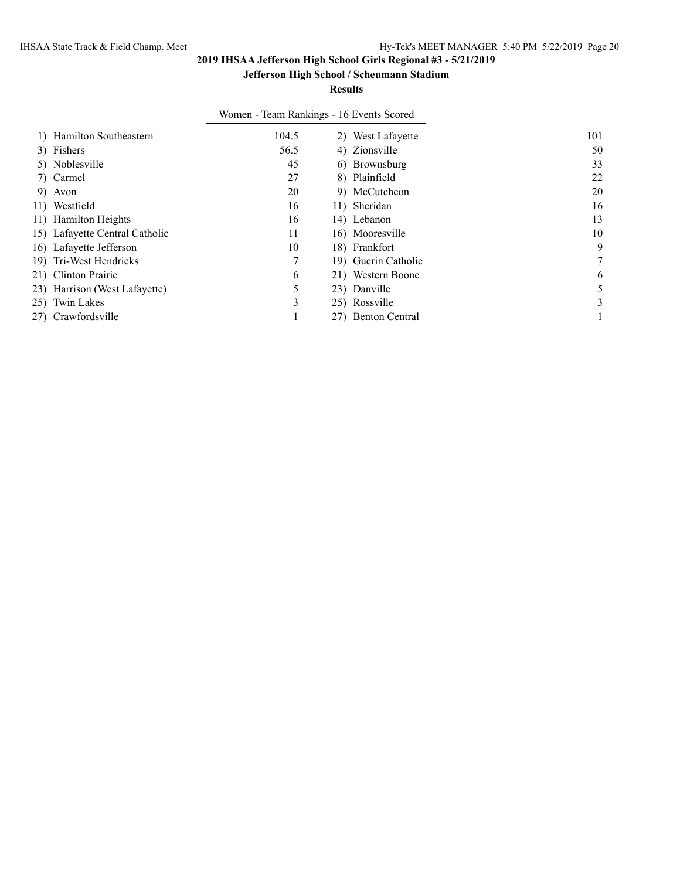**2019 IHSAA Jefferson High School Girls Regional #3 - 5/21/2019**

**Jefferson High School / Scheumann Stadium**

**Results**

Women - Team Rankings - 16 Events Scored

| | | | | | |
|---|---|---|---|---|---|
| 1) | Hamilton Southeastern | 104.5 | 2) | West Lafayette | 101 |
| 3) | Fishers | 56.5 | 4) | Zionsville | 50 |
| 5) | Noblesville | 45 | 6) | Brownsburg | 33 |
| 7) | Carmel | 27 | 8) | Plainfield | 22 |
| 9) | Avon | 20 | 9) | McCutcheon | 20 |
| 11) | Westfield | 16 | 11) | Sheridan | 16 |
| 11) | Hamilton Heights | 16 | 14) | Lebanon | 13 |
| 15) | Lafayette Central Catholic | 11 | 16) | Mooresville | 10 |
| 16) | Lafayette Jefferson | 10 | 18) | Frankfort | 9 |
| 19) | Tri-West Hendricks | 7 | 19) | Guerin Catholic | 7 |
| 21) | Clinton Prairie | 6 | 21) | Western Boone | 6 |
| 23) | Harrison (West Lafayette) | 5 | 23) | Danville | 5 |
| 25) | Twin Lakes | 3 | 25) | Rossville | 3 |
| 27) | Crawfordsville | 1 | 27) | Benton Central | 1 |